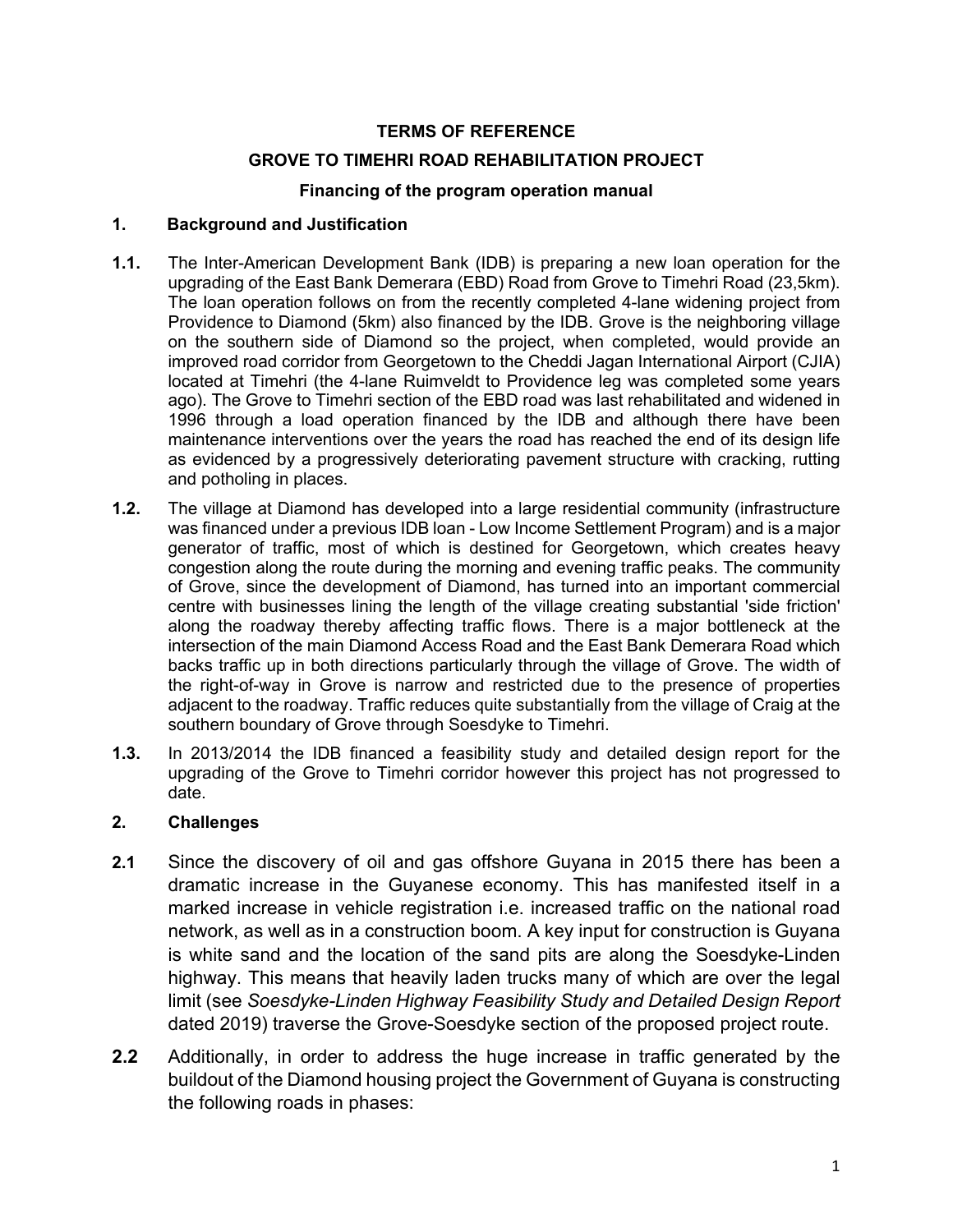**TERMS OF REFERENCE**

**GROVE TO TIMEHRI ROAD REHABILITATION PROJECT**

**Financing of the program operation manual**

## 1. Background and Justification

**1.1.** The Inter-American Development Bank (IDB) is preparing a new loan operation for the upgrading of the East Bank Demerara (EBD) Road from Grove to Timehri Road (23,5km). The loan operation follows on from the recently completed 4-lane widening project from Providence to Diamond (5km) also financed by the IDB. Grove is the neighboring village on the southern side of Diamond so the project, when completed, would provide an improved road corridor from Georgetown to the Cheddi Jagan International Airport (CJIA) located at Timehri (the 4-lane Ruimveldt to Providence leg was completed some years ago). The Grove to Timehri section of the EBD road was last rehabilitated and widened in 1996 through a load operation financed by the IDB and although there have been maintenance interventions over the years the road has reached the end of its design life as evidenced by a progressively deteriorating pavement structure with cracking, rutting and potholing in places.

**1.2.** The village at Diamond has developed into a large residential community (infrastructure was financed under a previous IDB loan - Low Income Settlement Program) and is a major generator of traffic, most of which is destined for Georgetown, which creates heavy congestion along the route during the morning and evening traffic peaks. The community of Grove, since the development of Diamond, has turned into an important commercial centre with businesses lining the length of the village creating substantial 'side friction' along the roadway thereby affecting traffic flows. There is a major bottleneck at the intersection of the main Diamond Access Road and the East Bank Demerara Road which backs traffic up in both directions particularly through the village of Grove. The width of the right-of-way in Grove is narrow and restricted due to the presence of properties adjacent to the roadway. Traffic reduces quite substantially from the village of Craig at the southern boundary of Grove through Soesdyke to Timehri.

**1.3.** In 2013/2014 the IDB financed a feasibility study and detailed design report for the upgrading of the Grove to Timehri corridor however this project has not progressed to date.

## 2. Challenges

**2.1** Since the discovery of oil and gas offshore Guyana in 2015 there has been a dramatic increase in the Guyanese economy. This has manifested itself in a marked increase in vehicle registration i.e. increased traffic on the national road network, as well as in a construction boom. A key input for construction is Guyana is white sand and the location of the sand pits are along the Soesdyke-Linden highway. This means that heavily laden trucks many of which are over the legal limit (see *Soesdyke-Linden Highway Feasibility Study and Detailed Design Report* dated 2019) traverse the Grove-Soesdyke section of the proposed project route.

**2.2** Additionally, in order to address the huge increase in traffic generated by the buildout of the Diamond housing project the Government of Guyana is constructing the following roads in phases: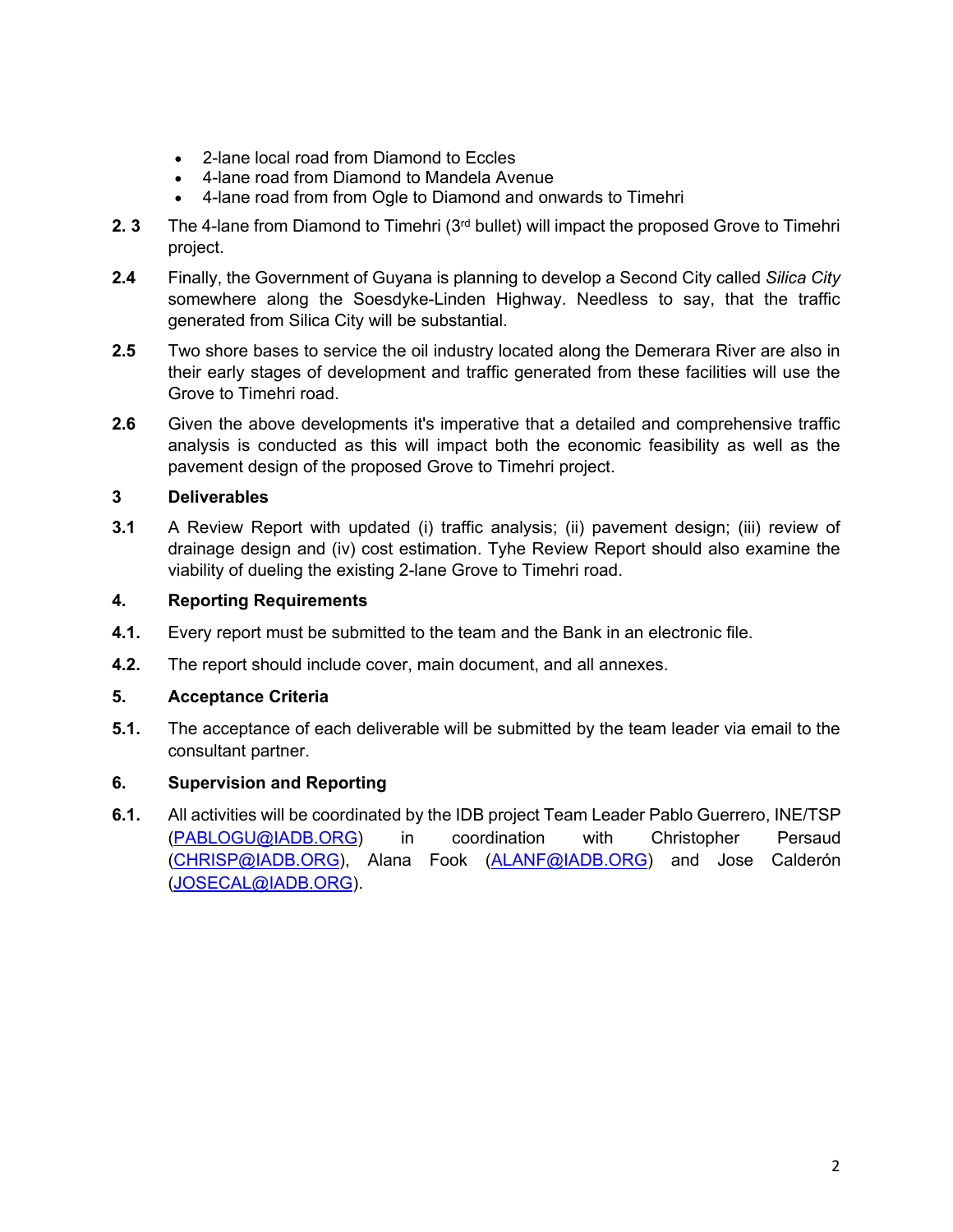- 2-lane local road from Diamond to Eccles
- 4-lane road from Diamond to Mandela Avenue
- 4-lane road from from Ogle to Diamond and onwards to Timehri

**2. 3** The 4-lane from Diamond to Timehri (3rd bullet) will impact the proposed Grove to Timehri project.

**2.4** Finally, the Government of Guyana is planning to develop a Second City called *Silica City* somewhere along the Soesdyke-Linden Highway. Needless to say, that the traffic generated from Silica City will be substantial.

**2.5** Two shore bases to service the oil industry located along the Demerara River are also in their early stages of development and traffic generated from these facilities will use the Grove to Timehri road.

**2.6** Given the above developments it's imperative that a detailed and comprehensive traffic analysis is conducted as this will impact both the economic feasibility as well as the pavement design of the proposed Grove to Timehri project.

## 3 Deliverables

**3.1** A Review Report with updated (i) traffic analysis; (ii) pavement design; (iii) review of drainage design and (iv) cost estimation. Tyhe Review Report should also examine the viability of dueling the existing 2-lane Grove to Timehri road.

## 4. Reporting Requirements

**4.1.** Every report must be submitted to the team and the Bank in an electronic file.

**4.2.** The report should include cover, main document, and all annexes.

## 5. Acceptance Criteria

**5.1.** The acceptance of each deliverable will be submitted by the team leader via email to the consultant partner.

## 6. Supervision and Reporting

**6.1.** All activities will be coordinated by the IDB project Team Leader Pablo Guerrero, INE/TSP (PABLOGU@IADB.ORG) in coordination with Christopher Persaud (CHRISP@IADB.ORG), Alana Fook (ALANF@IADB.ORG) and Jose Calderón (JOSECAL@IADB.ORG).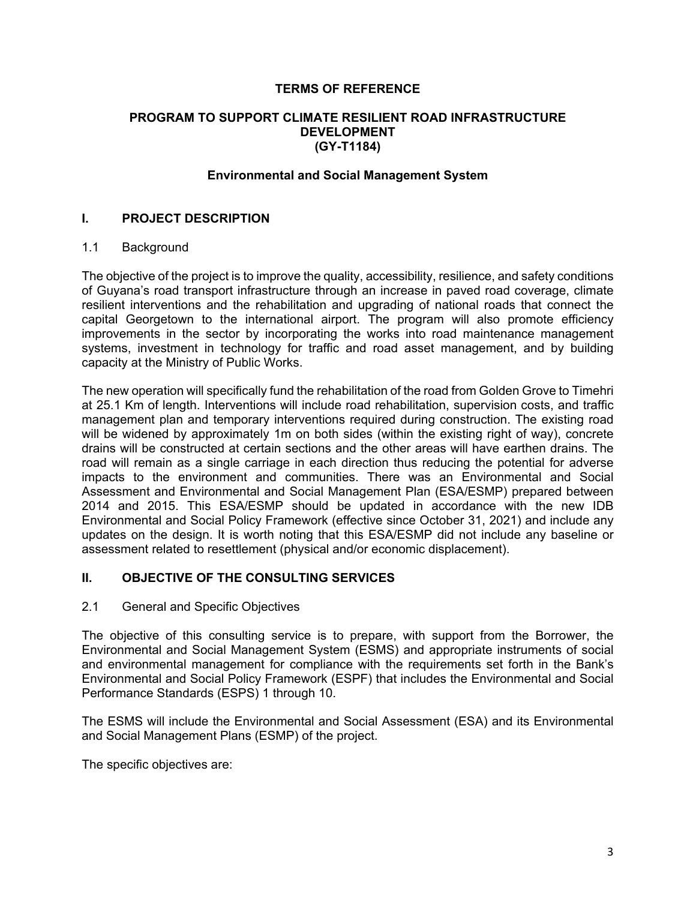**TERMS OF REFERENCE**

**PROGRAM TO SUPPORT CLIMATE RESILIENT ROAD INFRASTRUCTURE DEVELOPMENT (GY-T1184)**

**Environmental and Social Management System**

## I. PROJECT DESCRIPTION

### 1.1 Background

The objective of the project is to improve the quality, accessibility, resilience, and safety conditions of Guyana's road transport infrastructure through an increase in paved road coverage, climate resilient interventions and the rehabilitation and upgrading of national roads that connect the capital Georgetown to the international airport. The program will also promote efficiency improvements in the sector by incorporating the works into road maintenance management systems, investment in technology for traffic and road asset management, and by building capacity at the Ministry of Public Works.

The new operation will specifically fund the rehabilitation of the road from Golden Grove to Timehri at 25.1 Km of length. Interventions will include road rehabilitation, supervision costs, and traffic management plan and temporary interventions required during construction. The existing road will be widened by approximately 1m on both sides (within the existing right of way), concrete drains will be constructed at certain sections and the other areas will have earthen drains. The road will remain as a single carriage in each direction thus reducing the potential for adverse impacts to the environment and communities. There was an Environmental and Social Assessment and Environmental and Social Management Plan (ESA/ESMP) prepared between 2014 and 2015. This ESA/ESMP should be updated in accordance with the new IDB Environmental and Social Policy Framework (effective since October 31, 2021) and include any updates on the design. It is worth noting that this ESA/ESMP did not include any baseline or assessment related to resettlement (physical and/or economic displacement).

## II. OBJECTIVE OF THE CONSULTING SERVICES

### 2.1 General and Specific Objectives

The objective of this consulting service is to prepare, with support from the Borrower, the Environmental and Social Management System (ESMS) and appropriate instruments of social and environmental management for compliance with the requirements set forth in the Bank's Environmental and Social Policy Framework (ESPF) that includes the Environmental and Social Performance Standards (ESPS) 1 through 10.

The ESMS will include the Environmental and Social Assessment (ESA) and its Environmental and Social Management Plans (ESMP) of the project.

The specific objectives are: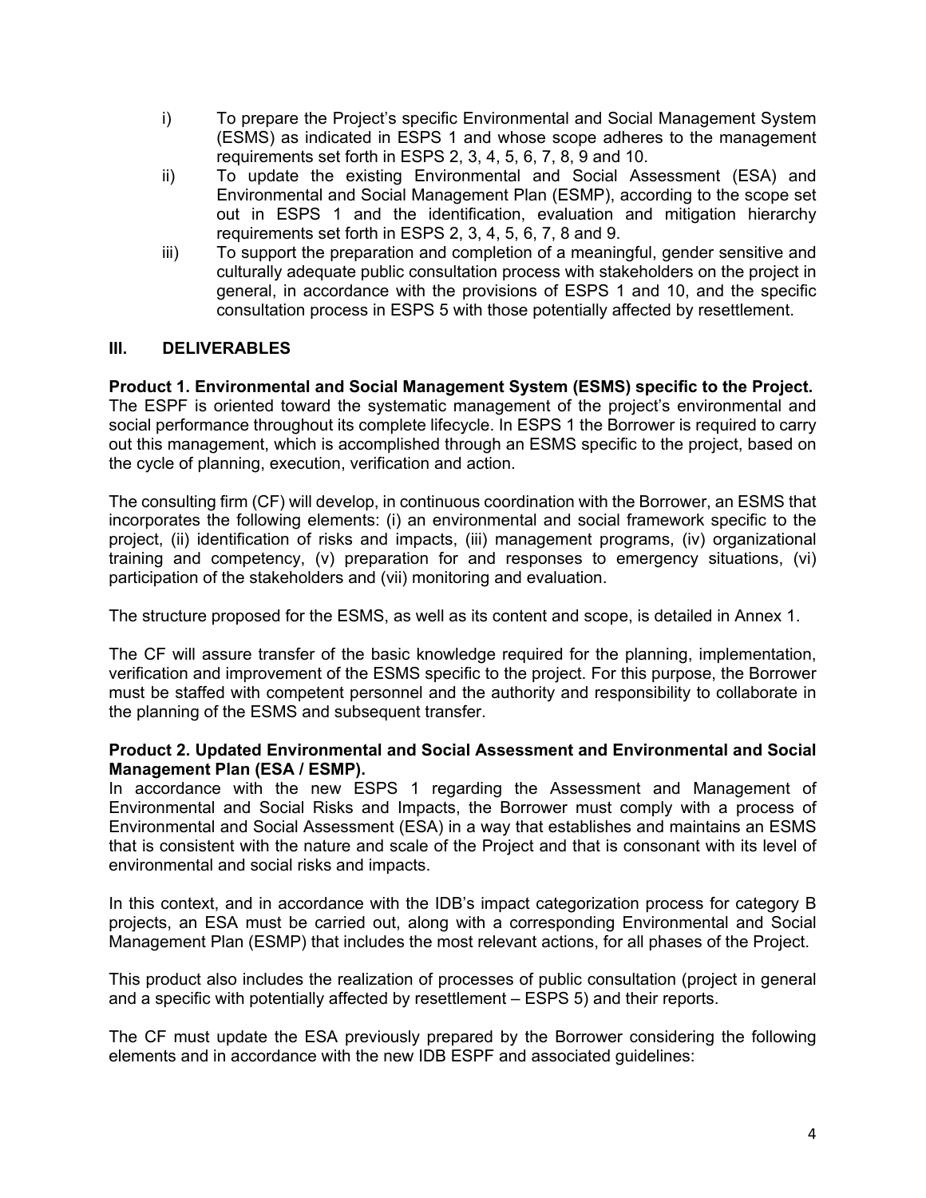i) To prepare the Project's specific Environmental and Social Management System (ESMS) as indicated in ESPS 1 and whose scope adheres to the management requirements set forth in ESPS 2, 3, 4, 5, 6, 7, 8, 9 and 10.

ii) To update the existing Environmental and Social Assessment (ESA) and Environmental and Social Management Plan (ESMP), according to the scope set out in ESPS 1 and the identification, evaluation and mitigation hierarchy requirements set forth in ESPS 2, 3, 4, 5, 6, 7, 8 and 9.

iii) To support the preparation and completion of a meaningful, gender sensitive and culturally adequate public consultation process with stakeholders on the project in general, in accordance with the provisions of ESPS 1 and 10, and the specific consultation process in ESPS 5 with those potentially affected by resettlement.

## III. DELIVERABLES

**Product 1. Environmental and Social Management System (ESMS) specific to the Project.**
The ESPF is oriented toward the systematic management of the project's environmental and social performance throughout its complete lifecycle. In ESPS 1 the Borrower is required to carry out this management, which is accomplished through an ESMS specific to the project, based on the cycle of planning, execution, verification and action.

The consulting firm (CF) will develop, in continuous coordination with the Borrower, an ESMS that incorporates the following elements: (i) an environmental and social framework specific to the project, (ii) identification of risks and impacts, (iii) management programs, (iv) organizational training and competency, (v) preparation for and responses to emergency situations, (vi) participation of the stakeholders and (vii) monitoring and evaluation.

The structure proposed for the ESMS, as well as its content and scope, is detailed in Annex 1.

The CF will assure transfer of the basic knowledge required for the planning, implementation, verification and improvement of the ESMS specific to the project. For this purpose, the Borrower must be staffed with competent personnel and the authority and responsibility to collaborate in the planning of the ESMS and subsequent transfer.

**Product 2. Updated Environmental and Social Assessment and Environmental and Social Management Plan (ESA / ESMP).**
In accordance with the new ESPS 1 regarding the Assessment and Management of Environmental and Social Risks and Impacts, the Borrower must comply with a process of Environmental and Social Assessment (ESA) in a way that establishes and maintains an ESMS that is consistent with the nature and scale of the Project and that is consonant with its level of environmental and social risks and impacts.

In this context, and in accordance with the IDB's impact categorization process for category B projects, an ESA must be carried out, along with a corresponding Environmental and Social Management Plan (ESMP) that includes the most relevant actions, for all phases of the Project.

This product also includes the realization of processes of public consultation (project in general and a specific with potentially affected by resettlement – ESPS 5) and their reports.

The CF must update the ESA previously prepared by the Borrower considering the following elements and in accordance with the new IDB ESPF and associated guidelines: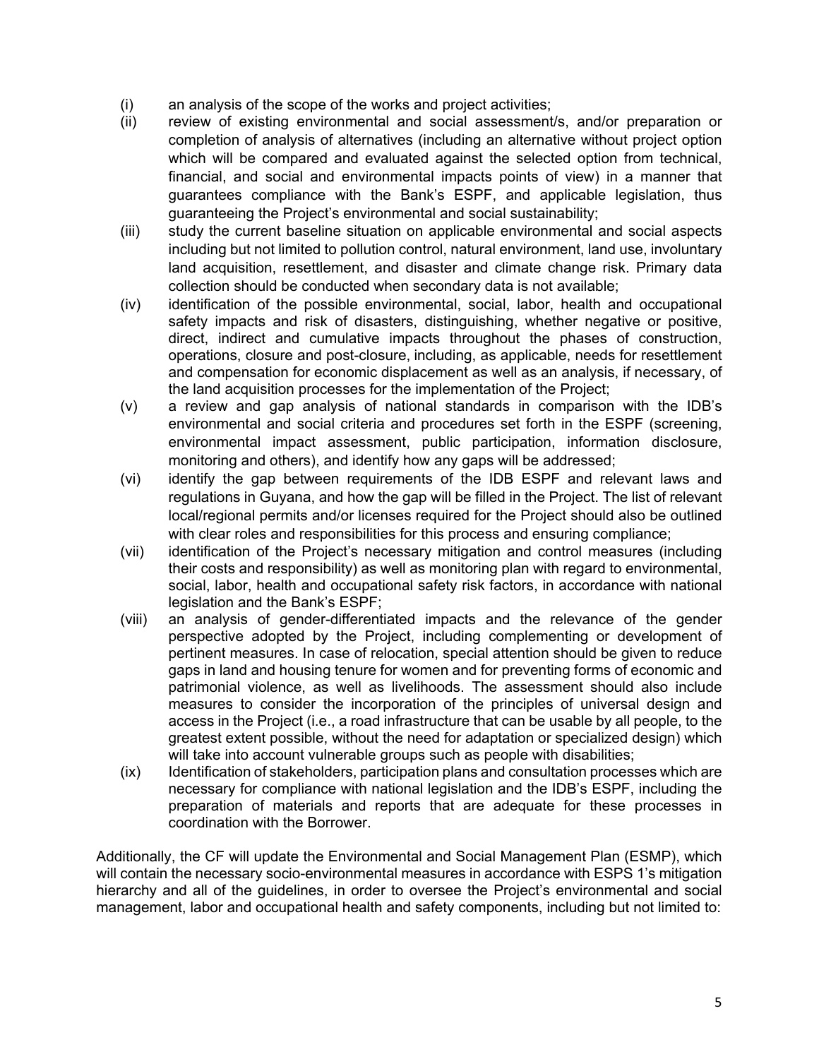(i) an analysis of the scope of the works and project activities;

(ii) review of existing environmental and social assessment/s, and/or preparation or completion of analysis of alternatives (including an alternative without project option which will be compared and evaluated against the selected option from technical, financial, and social and environmental impacts points of view) in a manner that guarantees compliance with the Bank's ESPF, and applicable legislation, thus guaranteeing the Project's environmental and social sustainability;

(iii) study the current baseline situation on applicable environmental and social aspects including but not limited to pollution control, natural environment, land use, involuntary land acquisition, resettlement, and disaster and climate change risk. Primary data collection should be conducted when secondary data is not available;

(iv) identification of the possible environmental, social, labor, health and occupational safety impacts and risk of disasters, distinguishing, whether negative or positive, direct, indirect and cumulative impacts throughout the phases of construction, operations, closure and post-closure, including, as applicable, needs for resettlement and compensation for economic displacement as well as an analysis, if necessary, of the land acquisition processes for the implementation of the Project;

(v) a review and gap analysis of national standards in comparison with the IDB's environmental and social criteria and procedures set forth in the ESPF (screening, environmental impact assessment, public participation, information disclosure, monitoring and others), and identify how any gaps will be addressed;

(vi) identify the gap between requirements of the IDB ESPF and relevant laws and regulations in Guyana, and how the gap will be filled in the Project. The list of relevant local/regional permits and/or licenses required for the Project should also be outlined with clear roles and responsibilities for this process and ensuring compliance;

(vii) identification of the Project's necessary mitigation and control measures (including their costs and responsibility) as well as monitoring plan with regard to environmental, social, labor, health and occupational safety risk factors, in accordance with national legislation and the Bank's ESPF;

(viii) an analysis of gender-differentiated impacts and the relevance of the gender perspective adopted by the Project, including complementing or development of pertinent measures. In case of relocation, special attention should be given to reduce gaps in land and housing tenure for women and for preventing forms of economic and patrimonial violence, as well as livelihoods. The assessment should also include measures to consider the incorporation of the principles of universal design and access in the Project (i.e., a road infrastructure that can be usable by all people, to the greatest extent possible, without the need for adaptation or specialized design) which will take into account vulnerable groups such as people with disabilities;

(ix) Identification of stakeholders, participation plans and consultation processes which are necessary for compliance with national legislation and the IDB's ESPF, including the preparation of materials and reports that are adequate for these processes in coordination with the Borrower.

Additionally, the CF will update the Environmental and Social Management Plan (ESMP), which will contain the necessary socio-environmental measures in accordance with ESPS 1's mitigation hierarchy and all of the guidelines, in order to oversee the Project's environmental and social management, labor and occupational health and safety components, including but not limited to: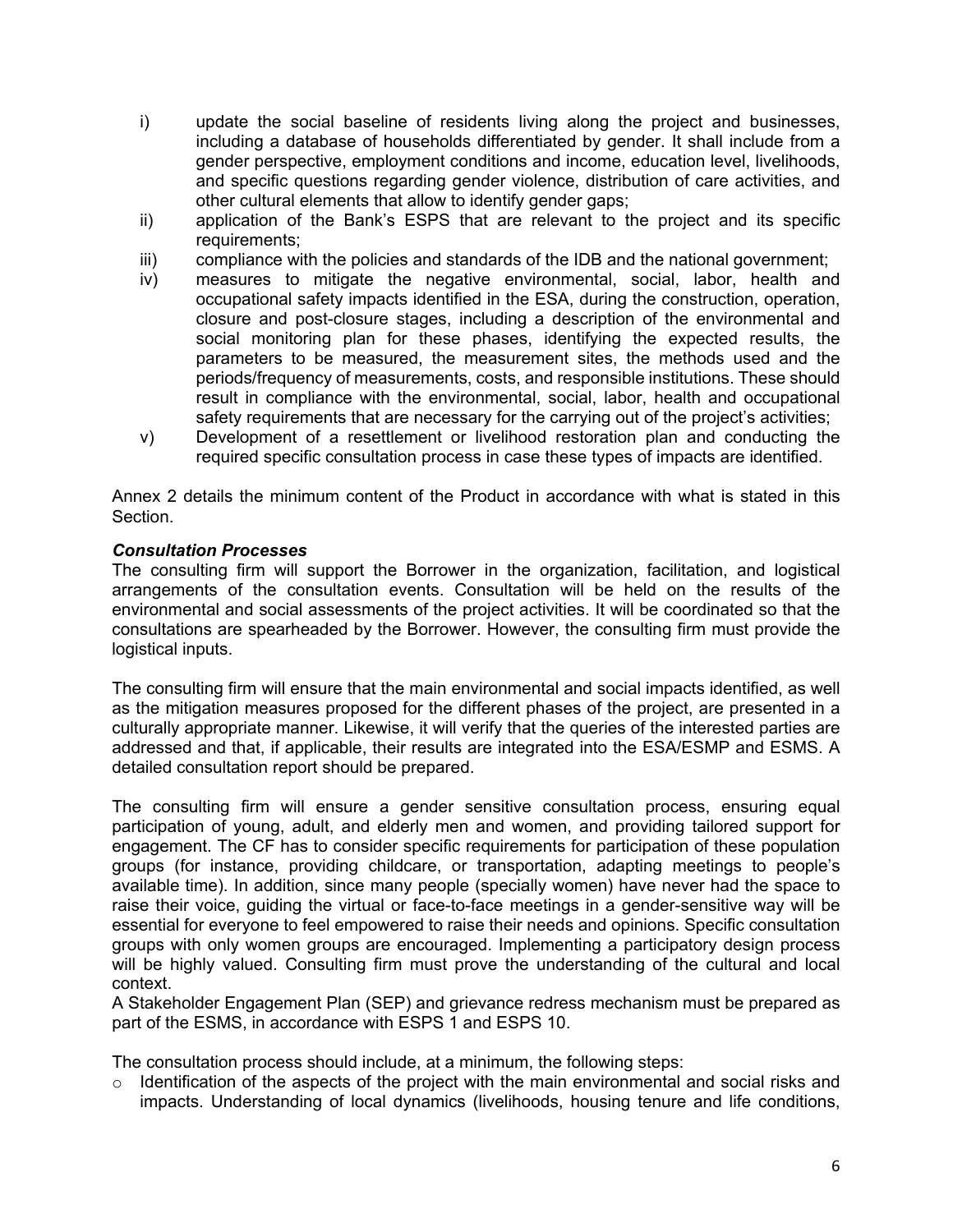i) update the social baseline of residents living along the project and businesses, including a database of households differentiated by gender. It shall include from a gender perspective, employment conditions and income, education level, livelihoods, and specific questions regarding gender violence, distribution of care activities, and other cultural elements that allow to identify gender gaps;

ii) application of the Bank's ESPS that are relevant to the project and its specific requirements;

iii) compliance with the policies and standards of the IDB and the national government;

iv) measures to mitigate the negative environmental, social, labor, health and occupational safety impacts identified in the ESA, during the construction, operation, closure and post-closure stages, including a description of the environmental and social monitoring plan for these phases, identifying the expected results, the parameters to be measured, the measurement sites, the methods used and the periods/frequency of measurements, costs, and responsible institutions. These should result in compliance with the environmental, social, labor, health and occupational safety requirements that are necessary for the carrying out of the project's activities;

v) Development of a resettlement or livelihood restoration plan and conducting the required specific consultation process in case these types of impacts are identified.

Annex 2 details the minimum content of the Product in accordance with what is stated in this Section.

***Consultation Processes***

The consulting firm will support the Borrower in the organization, facilitation, and logistical arrangements of the consultation events. Consultation will be held on the results of the environmental and social assessments of the project activities. It will be coordinated so that the consultations are spearheaded by the Borrower. However, the consulting firm must provide the logistical inputs.

The consulting firm will ensure that the main environmental and social impacts identified, as well as the mitigation measures proposed for the different phases of the project, are presented in a culturally appropriate manner. Likewise, it will verify that the queries of the interested parties are addressed and that, if applicable, their results are integrated into the ESA/ESMP and ESMS. A detailed consultation report should be prepared.

The consulting firm will ensure a gender sensitive consultation process, ensuring equal participation of young, adult, and elderly men and women, and providing tailored support for engagement. The CF has to consider specific requirements for participation of these population groups (for instance, providing childcare, or transportation, adapting meetings to people's available time). In addition, since many people (specially women) have never had the space to raise their voice, guiding the virtual or face-to-face meetings in a gender-sensitive way will be essential for everyone to feel empowered to raise their needs and opinions. Specific consultation groups with only women groups are encouraged. Implementing a participatory design process will be highly valued. Consulting firm must prove the understanding of the cultural and local context.

A Stakeholder Engagement Plan (SEP) and grievance redress mechanism must be prepared as part of the ESMS, in accordance with ESPS 1 and ESPS 10.

The consultation process should include, at a minimum, the following steps:

- Identification of the aspects of the project with the main environmental and social risks and impacts. Understanding of local dynamics (livelihoods, housing tenure and life conditions,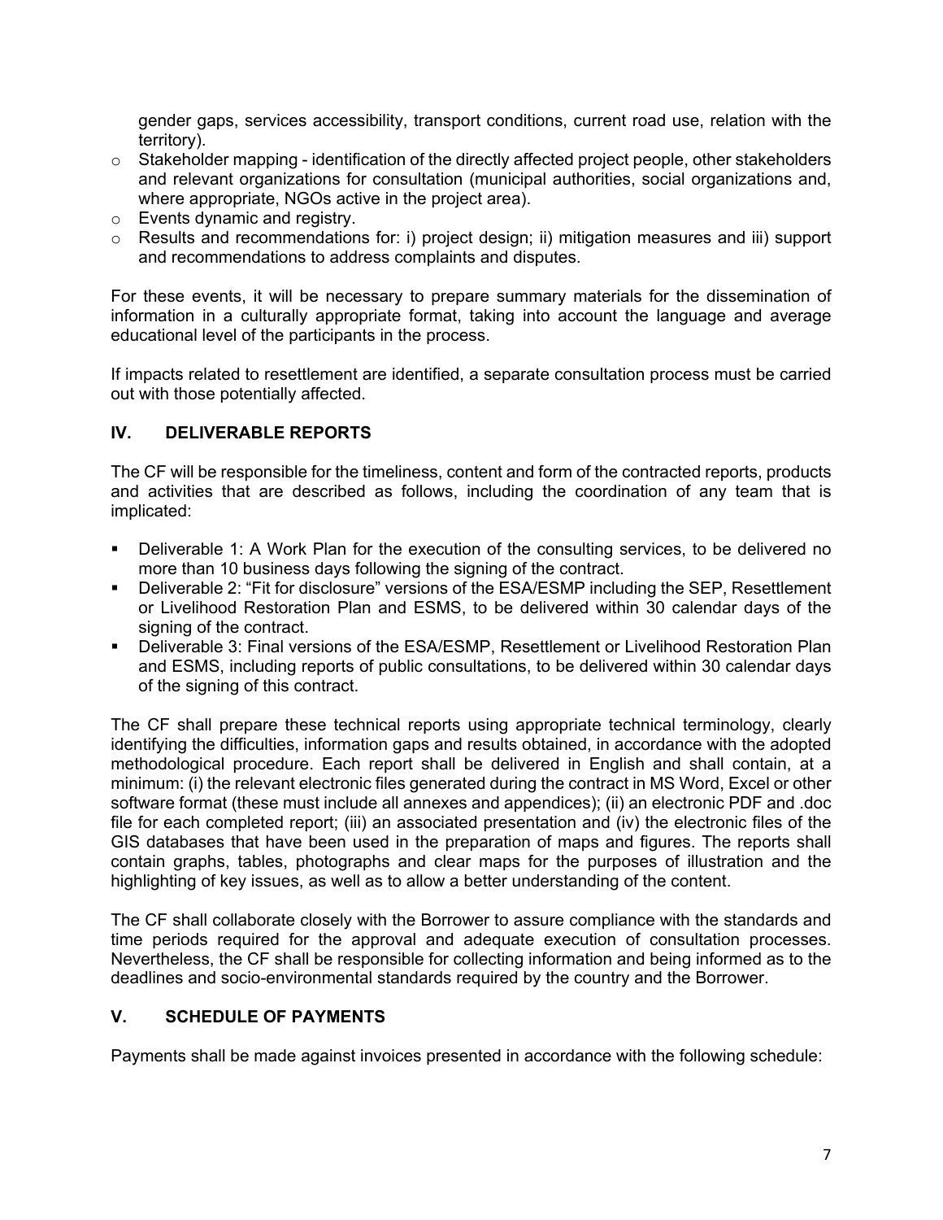gender gaps, services accessibility, transport conditions, current road use, relation with the territory).

- Stakeholder mapping - identification of the directly affected project people, other stakeholders and relevant organizations for consultation (municipal authorities, social organizations and, where appropriate, NGOs active in the project area).
- Events dynamic and registry.
- Results and recommendations for: i) project design; ii) mitigation measures and iii) support and recommendations to address complaints and disputes.

For these events, it will be necessary to prepare summary materials for the dissemination of information in a culturally appropriate format, taking into account the language and average educational level of the participants in the process.

If impacts related to resettlement are identified, a separate consultation process must be carried out with those potentially affected.

## IV. DELIVERABLE REPORTS

The CF will be responsible for the timeliness, content and form of the contracted reports, products and activities that are described as follows, including the coordination of any team that is implicated:

- Deliverable 1: A Work Plan for the execution of the consulting services, to be delivered no more than 10 business days following the signing of the contract.
- Deliverable 2: "Fit for disclosure" versions of the ESA/ESMP including the SEP, Resettlement or Livelihood Restoration Plan and ESMS, to be delivered within 30 calendar days of the signing of the contract.
- Deliverable 3: Final versions of the ESA/ESMP, Resettlement or Livelihood Restoration Plan and ESMS, including reports of public consultations, to be delivered within 30 calendar days of the signing of this contract.

The CF shall prepare these technical reports using appropriate technical terminology, clearly identifying the difficulties, information gaps and results obtained, in accordance with the adopted methodological procedure. Each report shall be delivered in English and shall contain, at a minimum: (i) the relevant electronic files generated during the contract in MS Word, Excel or other software format (these must include all annexes and appendices); (ii) an electronic PDF and .doc file for each completed report; (iii) an associated presentation and (iv) the electronic files of the GIS databases that have been used in the preparation of maps and figures. The reports shall contain graphs, tables, photographs and clear maps for the purposes of illustration and the highlighting of key issues, as well as to allow a better understanding of the content.

The CF shall collaborate closely with the Borrower to assure compliance with the standards and time periods required for the approval and adequate execution of consultation processes. Nevertheless, the CF shall be responsible for collecting information and being informed as to the deadlines and socio-environmental standards required by the country and the Borrower.

## V. SCHEDULE OF PAYMENTS

Payments shall be made against invoices presented in accordance with the following schedule: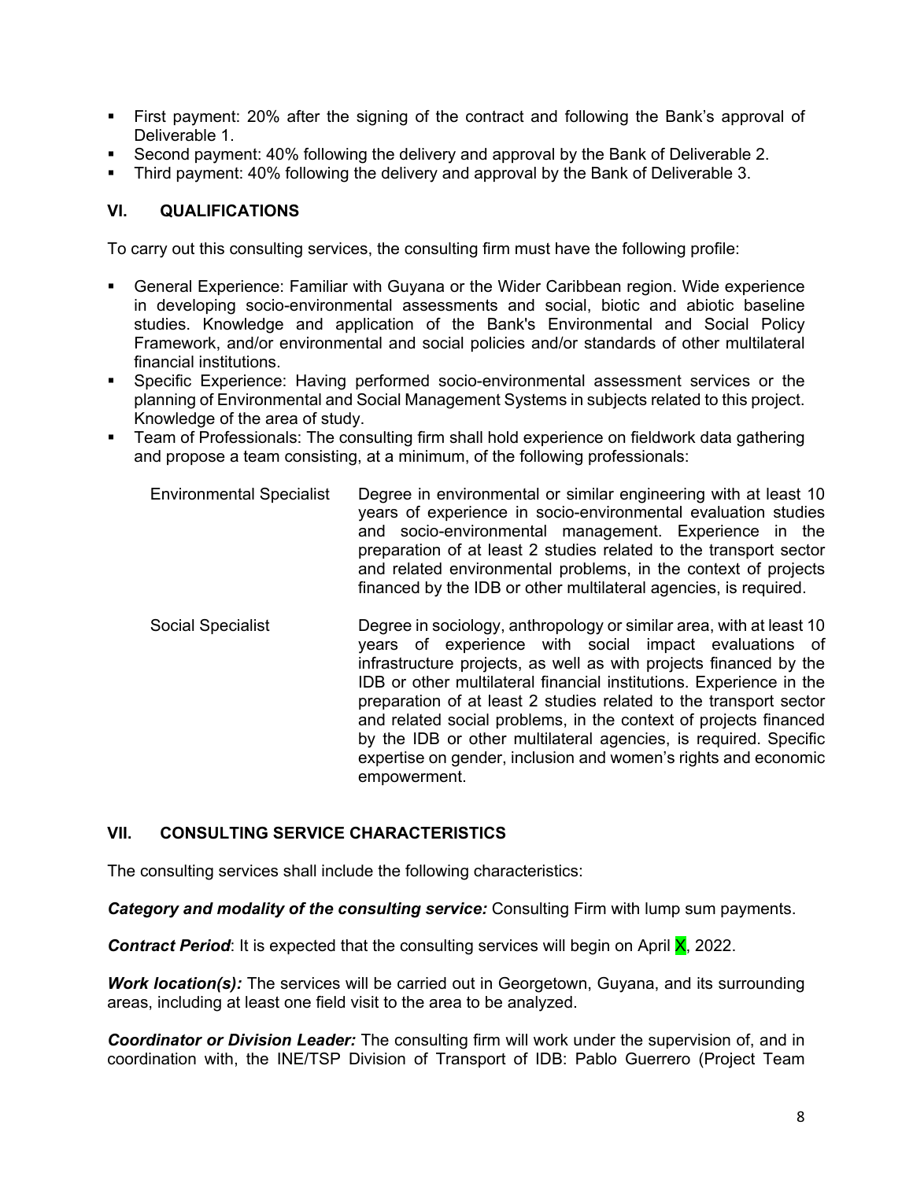- First payment: 20% after the signing of the contract and following the Bank's approval of Deliverable 1.
- Second payment: 40% following the delivery and approval by the Bank of Deliverable 2.
- Third payment: 40% following the delivery and approval by the Bank of Deliverable 3.

## VI. QUALIFICATIONS

To carry out this consulting services, the consulting firm must have the following profile:

- General Experience: Familiar with Guyana or the Wider Caribbean region. Wide experience in developing socio-environmental assessments and social, biotic and abiotic baseline studies. Knowledge and application of the Bank's Environmental and Social Policy Framework, and/or environmental and social policies and/or standards of other multilateral financial institutions.
- Specific Experience: Having performed socio-environmental assessment services or the planning of Environmental and Social Management Systems in subjects related to this project. Knowledge of the area of study.
- Team of Professionals: The consulting firm shall hold experience on fieldwork data gathering and propose a team consisting, at a minimum, of the following professionals:

| | |
|---|---|
| Environmental Specialist | Degree in environmental or similar engineering with at least 10 years of experience in socio-environmental evaluation studies and socio-environmental management. Experience in the preparation of at least 2 studies related to the transport sector and related environmental problems, in the context of projects financed by the IDB or other multilateral agencies, is required. |
| Social Specialist | Degree in sociology, anthropology or similar area, with at least 10 years of experience with social impact evaluations of infrastructure projects, as well as with projects financed by the IDB or other multilateral financial institutions. Experience in the preparation of at least 2 studies related to the transport sector and related social problems, in the context of projects financed by the IDB or other multilateral agencies, is required. Specific expertise on gender, inclusion and women's rights and economic empowerment. |

## VII. CONSULTING SERVICE CHARACTERISTICS

The consulting services shall include the following characteristics:

***Category and modality of the consulting service:*** Consulting Firm with lump sum payments.

***Contract Period***: It is expected that the consulting services will begin on April X, 2022.

***Work location(s):*** The services will be carried out in Georgetown, Guyana, and its surrounding areas, including at least one field visit to the area to be analyzed.

***Coordinator or Division Leader:*** The consulting firm will work under the supervision of, and in coordination with, the INE/TSP Division of Transport of IDB: Pablo Guerrero (Project Team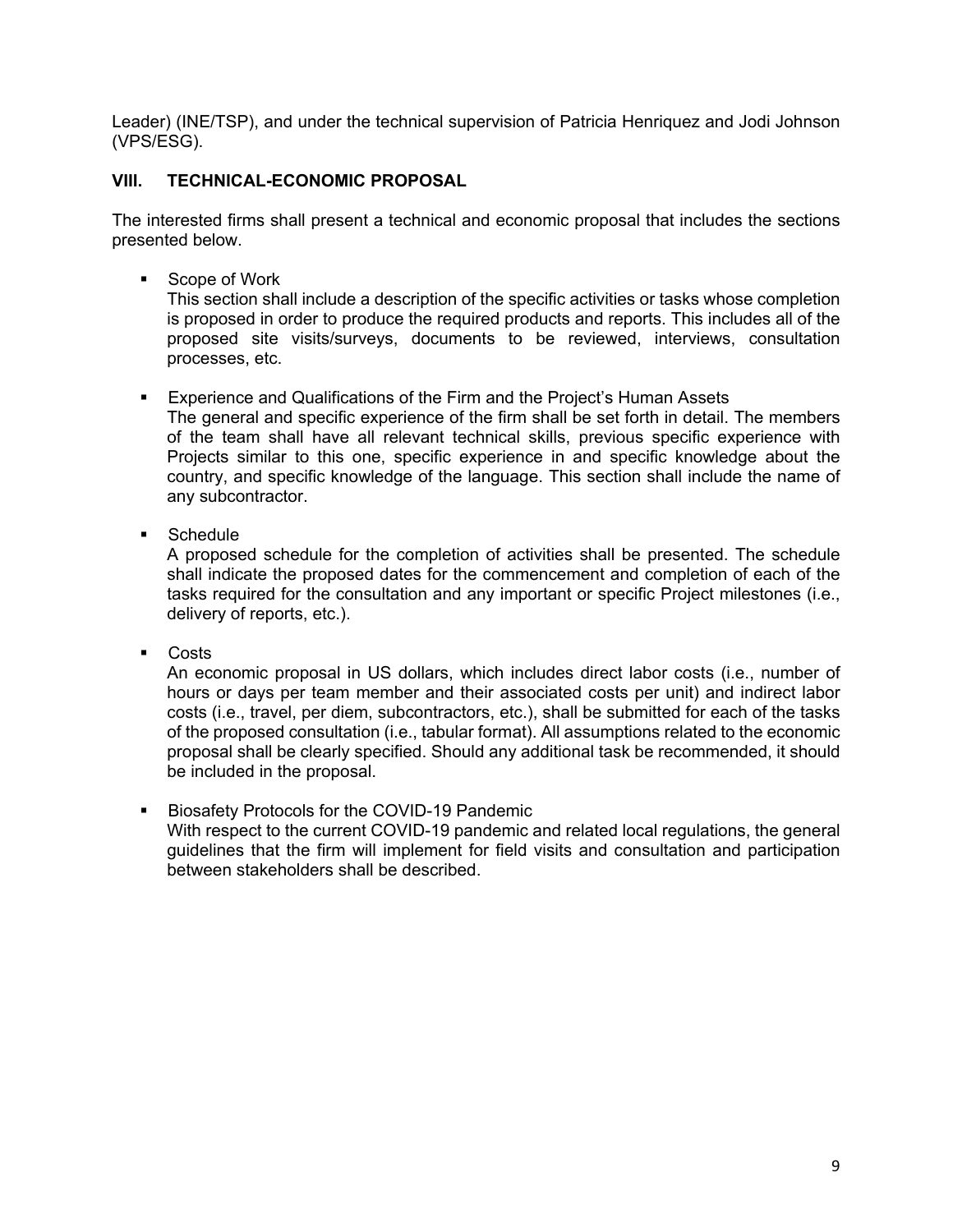Leader) (INE/TSP), and under the technical supervision of Patricia Henriquez and Jodi Johnson (VPS/ESG).

## VIII. TECHNICAL-ECONOMIC PROPOSAL

The interested firms shall present a technical and economic proposal that includes the sections presented below.

- Scope of Work
  This section shall include a description of the specific activities or tasks whose completion is proposed in order to produce the required products and reports. This includes all of the proposed site visits/surveys, documents to be reviewed, interviews, consultation processes, etc.

- Experience and Qualifications of the Firm and the Project's Human Assets
  The general and specific experience of the firm shall be set forth in detail. The members of the team shall have all relevant technical skills, previous specific experience with Projects similar to this one, specific experience in and specific knowledge about the country, and specific knowledge of the language. This section shall include the name of any subcontractor.

- Schedule
  A proposed schedule for the completion of activities shall be presented. The schedule shall indicate the proposed dates for the commencement and completion of each of the tasks required for the consultation and any important or specific Project milestones (i.e., delivery of reports, etc.).

- Costs
  An economic proposal in US dollars, which includes direct labor costs (i.e., number of hours or days per team member and their associated costs per unit) and indirect labor costs (i.e., travel, per diem, subcontractors, etc.), shall be submitted for each of the tasks of the proposed consultation (i.e., tabular format). All assumptions related to the economic proposal shall be clearly specified. Should any additional task be recommended, it should be included in the proposal.

- Biosafety Protocols for the COVID-19 Pandemic
  With respect to the current COVID-19 pandemic and related local regulations, the general guidelines that the firm will implement for field visits and consultation and participation between stakeholders shall be described.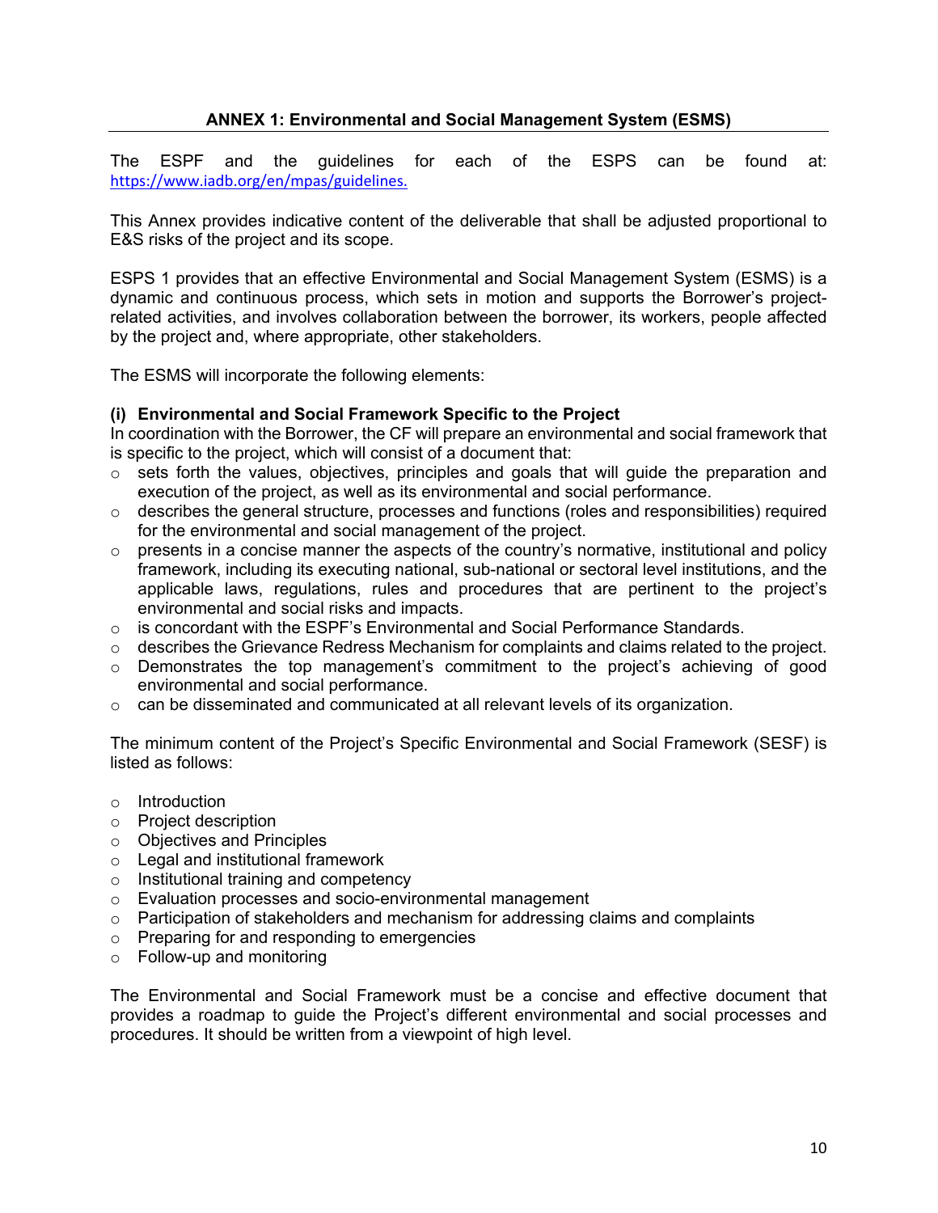## ANNEX 1: Environmental and Social Management System (ESMS)

The ESPF and the guidelines for each of the ESPS can be found at: https://www.iadb.org/en/mpas/guidelines.

This Annex provides indicative content of the deliverable that shall be adjusted proportional to E&S risks of the project and its scope.

ESPS 1 provides that an effective Environmental and Social Management System (ESMS) is a dynamic and continuous process, which sets in motion and supports the Borrower's project-related activities, and involves collaboration between the borrower, its workers, people affected by the project and, where appropriate, other stakeholders.

The ESMS will incorporate the following elements:

**(i) Environmental and Social Framework Specific to the Project**

In coordination with the Borrower, the CF will prepare an environmental and social framework that is specific to the project, which will consist of a document that:

- sets forth the values, objectives, principles and goals that will guide the preparation and execution of the project, as well as its environmental and social performance.
- describes the general structure, processes and functions (roles and responsibilities) required for the environmental and social management of the project.
- presents in a concise manner the aspects of the country's normative, institutional and policy framework, including its executing national, sub-national or sectoral level institutions, and the applicable laws, regulations, rules and procedures that are pertinent to the project's environmental and social risks and impacts.
- is concordant with the ESPF's Environmental and Social Performance Standards.
- describes the Grievance Redress Mechanism for complaints and claims related to the project.
- Demonstrates the top management's commitment to the project's achieving of good environmental and social performance.
- can be disseminated and communicated at all relevant levels of its organization.

The minimum content of the Project's Specific Environmental and Social Framework (SESF) is listed as follows:

- Introduction
- Project description
- Objectives and Principles
- Legal and institutional framework
- Institutional training and competency
- Evaluation processes and socio-environmental management
- Participation of stakeholders and mechanism for addressing claims and complaints
- Preparing for and responding to emergencies
- Follow-up and monitoring

The Environmental and Social Framework must be a concise and effective document that provides a roadmap to guide the Project's different environmental and social processes and procedures. It should be written from a viewpoint of high level.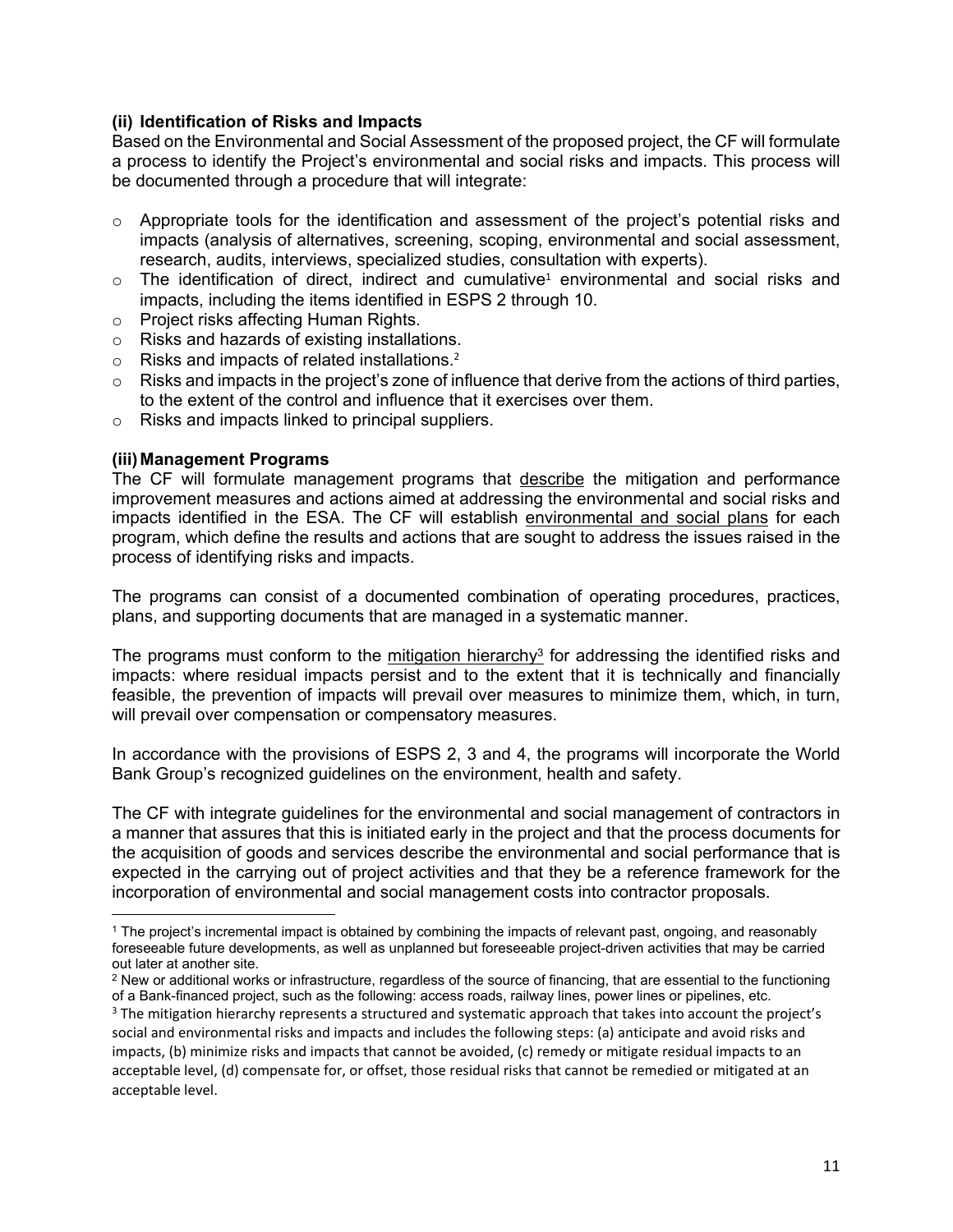**(ii) Identification of Risks and Impacts**

Based on the Environmental and Social Assessment of the proposed project, the CF will formulate a process to identify the Project's environmental and social risks and impacts. This process will be documented through a procedure that will integrate:

- Appropriate tools for the identification and assessment of the project's potential risks and impacts (analysis of alternatives, screening, scoping, environmental and social assessment, research, audits, interviews, specialized studies, consultation with experts).
- The identification of direct, indirect and cumulative[1] environmental and social risks and impacts, including the items identified in ESPS 2 through 10.
- Project risks affecting Human Rights.
- Risks and hazards of existing installations.
- Risks and impacts of related installations.[2]
- Risks and impacts in the project's zone of influence that derive from the actions of third parties, to the extent of the control and influence that it exercises over them.
- Risks and impacts linked to principal suppliers.

**(iii) Management Programs**

The CF will formulate management programs that describe the mitigation and performance improvement measures and actions aimed at addressing the environmental and social risks and impacts identified in the ESA. The CF will establish environmental and social plans for each program, which define the results and actions that are sought to address the issues raised in the process of identifying risks and impacts.

The programs can consist of a documented combination of operating procedures, practices, plans, and supporting documents that are managed in a systematic manner.

The programs must conform to the mitigation hierarchy[3] for addressing the identified risks and impacts: where residual impacts persist and to the extent that it is technically and financially feasible, the prevention of impacts will prevail over measures to minimize them, which, in turn, will prevail over compensation or compensatory measures.

In accordance with the provisions of ESPS 2, 3 and 4, the programs will incorporate the World Bank Group's recognized guidelines on the environment, health and safety.

The CF with integrate guidelines for the environmental and social management of contractors in a manner that assures that this is initiated early in the project and that the process documents for the acquisition of goods and services describe the environmental and social performance that is expected in the carrying out of project activities and that they be a reference framework for the incorporation of environmental and social management costs into contractor proposals.

---

[1] The project's incremental impact is obtained by combining the impacts of relevant past, ongoing, and reasonably foreseeable future developments, as well as unplanned but foreseeable project-driven activities that may be carried out later at another site.

[2] New or additional works or infrastructure, regardless of the source of financing, that are essential to the functioning of a Bank-financed project, such as the following: access roads, railway lines, power lines or pipelines, etc.

[3] The mitigation hierarchy represents a structured and systematic approach that takes into account the project's social and environmental risks and impacts and includes the following steps: (a) anticipate and avoid risks and impacts, (b) minimize risks and impacts that cannot be avoided, (c) remedy or mitigate residual impacts to an acceptable level, (d) compensate for, or offset, those residual risks that cannot be remedied or mitigated at an acceptable level.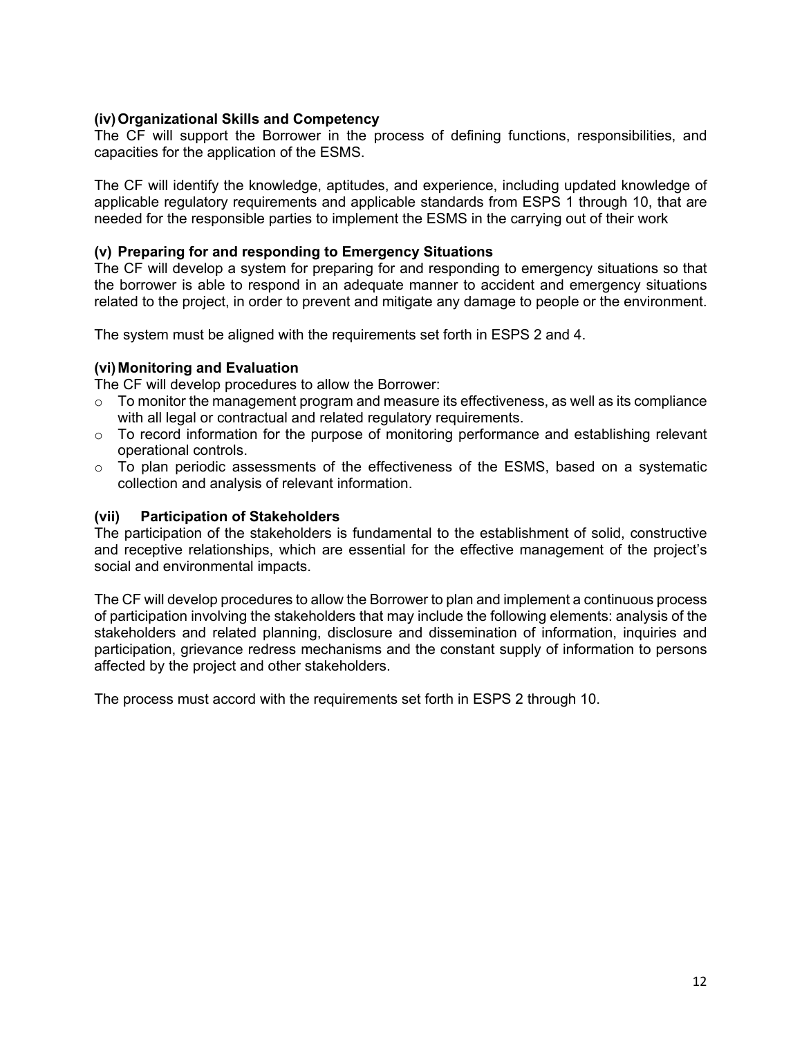**(iv) Organizational Skills and Competency**

The CF will support the Borrower in the process of defining functions, responsibilities, and capacities for the application of the ESMS.

The CF will identify the knowledge, aptitudes, and experience, including updated knowledge of applicable regulatory requirements and applicable standards from ESPS 1 through 10, that are needed for the responsible parties to implement the ESMS in the carrying out of their work

**(v) Preparing for and responding to Emergency Situations**

The CF will develop a system for preparing for and responding to emergency situations so that the borrower is able to respond in an adequate manner to accident and emergency situations related to the project, in order to prevent and mitigate any damage to people or the environment.

The system must be aligned with the requirements set forth in ESPS 2 and 4.

**(vi) Monitoring and Evaluation**

The CF will develop procedures to allow the Borrower:

- To monitor the management program and measure its effectiveness, as well as its compliance with all legal or contractual and related regulatory requirements.
- To record information for the purpose of monitoring performance and establishing relevant operational controls.
- To plan periodic assessments of the effectiveness of the ESMS, based on a systematic collection and analysis of relevant information.

**(vii) Participation of Stakeholders**

The participation of the stakeholders is fundamental to the establishment of solid, constructive and receptive relationships, which are essential for the effective management of the project's social and environmental impacts.

The CF will develop procedures to allow the Borrower to plan and implement a continuous process of participation involving the stakeholders that may include the following elements: analysis of the stakeholders and related planning, disclosure and dissemination of information, inquiries and participation, grievance redress mechanisms and the constant supply of information to persons affected by the project and other stakeholders.

The process must accord with the requirements set forth in ESPS 2 through 10.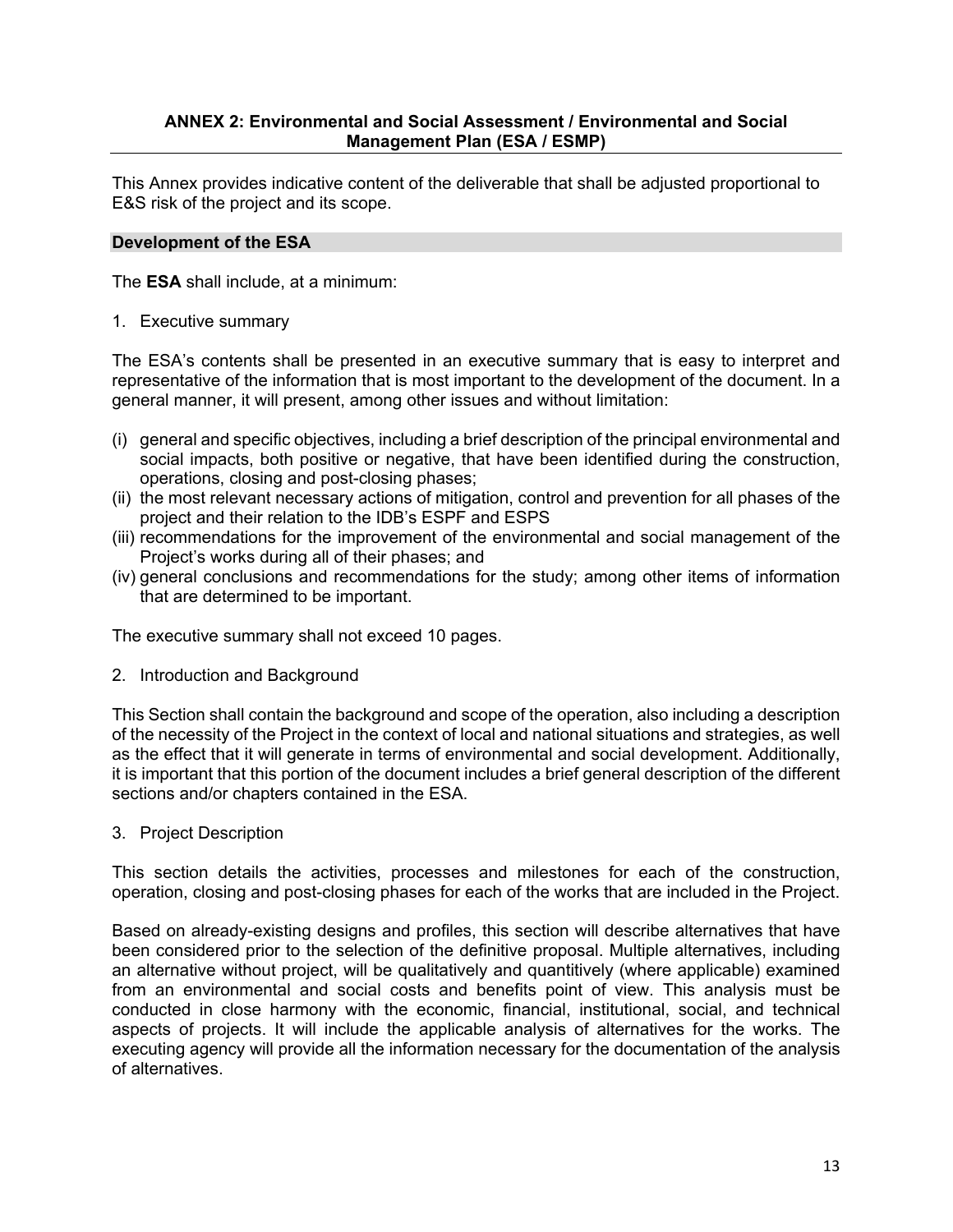## ANNEX 2: Environmental and Social Assessment / Environmental and Social Management Plan (ESA / ESMP)

This Annex provides indicative content of the deliverable that shall be adjusted proportional to E&S risk of the project and its scope.

### Development of the ESA

The **ESA** shall include, at a minimum:

1. Executive summary

The ESA's contents shall be presented in an executive summary that is easy to interpret and representative of the information that is most important to the development of the document. In a general manner, it will present, among other issues and without limitation:

(i) general and specific objectives, including a brief description of the principal environmental and social impacts, both positive or negative, that have been identified during the construction, operations, closing and post-closing phases;
(ii) the most relevant necessary actions of mitigation, control and prevention for all phases of the project and their relation to the IDB's ESPF and ESPS
(iii) recommendations for the improvement of the environmental and social management of the Project's works during all of their phases; and
(iv) general conclusions and recommendations for the study; among other items of information that are determined to be important.

The executive summary shall not exceed 10 pages.

2. Introduction and Background

This Section shall contain the background and scope of the operation, also including a description of the necessity of the Project in the context of local and national situations and strategies, as well as the effect that it will generate in terms of environmental and social development. Additionally, it is important that this portion of the document includes a brief general description of the different sections and/or chapters contained in the ESA.

3. Project Description

This section details the activities, processes and milestones for each of the construction, operation, closing and post-closing phases for each of the works that are included in the Project.

Based on already-existing designs and profiles, this section will describe alternatives that have been considered prior to the selection of the definitive proposal. Multiple alternatives, including an alternative without project, will be qualitatively and quantitively (where applicable) examined from an environmental and social costs and benefits point of view. This analysis must be conducted in close harmony with the economic, financial, institutional, social, and technical aspects of projects. It will include the applicable analysis of alternatives for the works. The executing agency will provide all the information necessary for the documentation of the analysis of alternatives.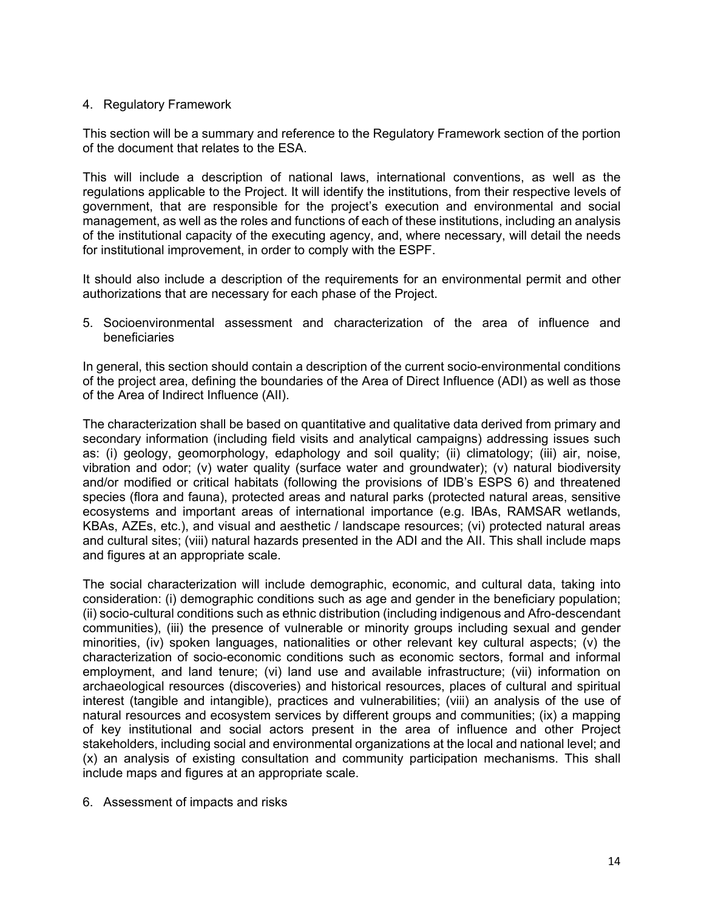4. Regulatory Framework

This section will be a summary and reference to the Regulatory Framework section of the portion of the document that relates to the ESA.

This will include a description of national laws, international conventions, as well as the regulations applicable to the Project. It will identify the institutions, from their respective levels of government, that are responsible for the project's execution and environmental and social management, as well as the roles and functions of each of these institutions, including an analysis of the institutional capacity of the executing agency, and, where necessary, will detail the needs for institutional improvement, in order to comply with the ESPF.

It should also include a description of the requirements for an environmental permit and other authorizations that are necessary for each phase of the Project.

5. Socioenvironmental assessment and characterization of the area of influence and beneficiaries

In general, this section should contain a description of the current socio-environmental conditions of the project area, defining the boundaries of the Area of Direct Influence (ADI) as well as those of the Area of Indirect Influence (AII).

The characterization shall be based on quantitative and qualitative data derived from primary and secondary information (including field visits and analytical campaigns) addressing issues such as: (i) geology, geomorphology, edaphology and soil quality; (ii) climatology; (iii) air, noise, vibration and odor; (v) water quality (surface water and groundwater); (v) natural biodiversity and/or modified or critical habitats (following the provisions of IDB's ESPS 6) and threatened species (flora and fauna), protected areas and natural parks (protected natural areas, sensitive ecosystems and important areas of international importance (e.g. IBAs, RAMSAR wetlands, KBAs, AZEs, etc.), and visual and aesthetic / landscape resources; (vi) protected natural areas and cultural sites; (viii) natural hazards presented in the ADI and the AII. This shall include maps and figures at an appropriate scale.

The social characterization will include demographic, economic, and cultural data, taking into consideration: (i) demographic conditions such as age and gender in the beneficiary population; (ii) socio-cultural conditions such as ethnic distribution (including indigenous and Afro-descendant communities), (iii) the presence of vulnerable or minority groups including sexual and gender minorities, (iv) spoken languages, nationalities or other relevant key cultural aspects; (v) the characterization of socio-economic conditions such as economic sectors, formal and informal employment, and land tenure; (vi) land use and available infrastructure; (vii) information on archaeological resources (discoveries) and historical resources, places of cultural and spiritual interest (tangible and intangible), practices and vulnerabilities; (viii) an analysis of the use of natural resources and ecosystem services by different groups and communities; (ix) a mapping of key institutional and social actors present in the area of influence and other Project stakeholders, including social and environmental organizations at the local and national level; and (x) an analysis of existing consultation and community participation mechanisms. This shall include maps and figures at an appropriate scale.

6. Assessment of impacts and risks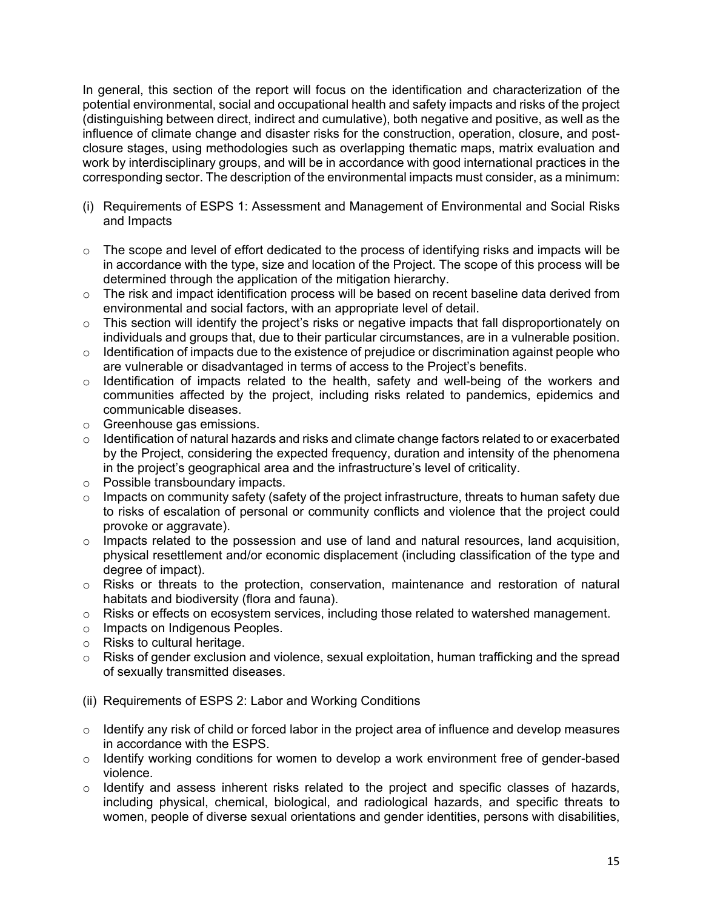In general, this section of the report will focus on the identification and characterization of the potential environmental, social and occupational health and safety impacts and risks of the project (distinguishing between direct, indirect and cumulative), both negative and positive, as well as the influence of climate change and disaster risks for the construction, operation, closure, and post-closure stages, using methodologies such as overlapping thematic maps, matrix evaluation and work by interdisciplinary groups, and will be in accordance with good international practices in the corresponding sector. The description of the environmental impacts must consider, as a minimum:

(i) Requirements of ESPS 1: Assessment and Management of Environmental and Social Risks and Impacts

- The scope and level of effort dedicated to the process of identifying risks and impacts will be in accordance with the type, size and location of the Project. The scope of this process will be determined through the application of the mitigation hierarchy.
- The risk and impact identification process will be based on recent baseline data derived from environmental and social factors, with an appropriate level of detail.
- This section will identify the project's risks or negative impacts that fall disproportionately on individuals and groups that, due to their particular circumstances, are in a vulnerable position.
- Identification of impacts due to the existence of prejudice or discrimination against people who are vulnerable or disadvantaged in terms of access to the Project's benefits.
- Identification of impacts related to the health, safety and well-being of the workers and communities affected by the project, including risks related to pandemics, epidemics and communicable diseases.
- Greenhouse gas emissions.
- Identification of natural hazards and risks and climate change factors related to or exacerbated by the Project, considering the expected frequency, duration and intensity of the phenomena in the project's geographical area and the infrastructure's level of criticality.
- Possible transboundary impacts.
- Impacts on community safety (safety of the project infrastructure, threats to human safety due to risks of escalation of personal or community conflicts and violence that the project could provoke or aggravate).
- Impacts related to the possession and use of land and natural resources, land acquisition, physical resettlement and/or economic displacement (including classification of the type and degree of impact).
- Risks or threats to the protection, conservation, maintenance and restoration of natural habitats and biodiversity (flora and fauna).
- Risks or effects on ecosystem services, including those related to watershed management.
- Impacts on Indigenous Peoples.
- Risks to cultural heritage.
- Risks of gender exclusion and violence, sexual exploitation, human trafficking and the spread of sexually transmitted diseases.

(ii) Requirements of ESPS 2: Labor and Working Conditions

- Identify any risk of child or forced labor in the project area of influence and develop measures in accordance with the ESPS.
- Identify working conditions for women to develop a work environment free of gender-based violence.
- Identify and assess inherent risks related to the project and specific classes of hazards, including physical, chemical, biological, and radiological hazards, and specific threats to women, people of diverse sexual orientations and gender identities, persons with disabilities,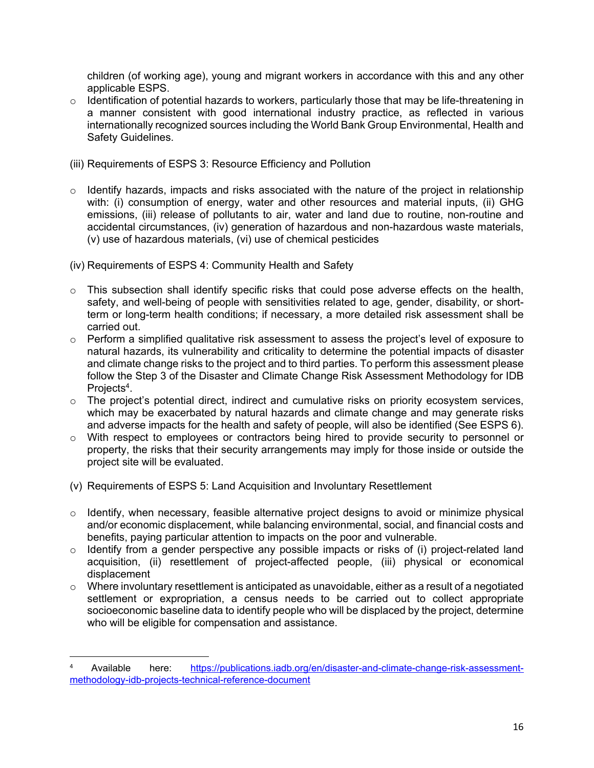children (of working age), young and migrant workers in accordance with this and any other applicable ESPS.

- Identification of potential hazards to workers, particularly those that may be life-threatening in a manner consistent with good international industry practice, as reflected in various internationally recognized sources including the World Bank Group Environmental, Health and Safety Guidelines.

(iii) Requirements of ESPS 3: Resource Efficiency and Pollution

- Identify hazards, impacts and risks associated with the nature of the project in relationship with: (i) consumption of energy, water and other resources and material inputs, (ii) GHG emissions, (iii) release of pollutants to air, water and land due to routine, non-routine and accidental circumstances, (iv) generation of hazardous and non-hazardous waste materials, (v) use of hazardous materials, (vi) use of chemical pesticides

(iv) Requirements of ESPS 4: Community Health and Safety

- This subsection shall identify specific risks that could pose adverse effects on the health, safety, and well-being of people with sensitivities related to age, gender, disability, or short-term or long-term health conditions; if necessary, a more detailed risk assessment shall be carried out.
- Perform a simplified qualitative risk assessment to assess the project's level of exposure to natural hazards, its vulnerability and criticality to determine the potential impacts of disaster and climate change risks to the project and to third parties. To perform this assessment please follow the Step 3 of the Disaster and Climate Change Risk Assessment Methodology for IDB Projects[4].
- The project's potential direct, indirect and cumulative risks on priority ecosystem services, which may be exacerbated by natural hazards and climate change and may generate risks and adverse impacts for the health and safety of people, will also be identified (See ESPS 6).
- With respect to employees or contractors being hired to provide security to personnel or property, the risks that their security arrangements may imply for those inside or outside the project site will be evaluated.

(v) Requirements of ESPS 5: Land Acquisition and Involuntary Resettlement

- Identify, when necessary, feasible alternative project designs to avoid or minimize physical and/or economic displacement, while balancing environmental, social, and financial costs and benefits, paying particular attention to impacts on the poor and vulnerable.
- Identify from a gender perspective any possible impacts or risks of (i) project-related land acquisition, (ii) resettlement of project-affected people, (iii) physical or economical displacement
- Where involuntary resettlement is anticipated as unavoidable, either as a result of a negotiated settlement or expropriation, a census needs to be carried out to collect appropriate socioeconomic baseline data to identify people who will be displaced by the project, determine who will be eligible for compensation and assistance.

---

[4] Available here: https://publications.iadb.org/en/disaster-and-climate-change-risk-assessment-methodology-idb-projects-technical-reference-document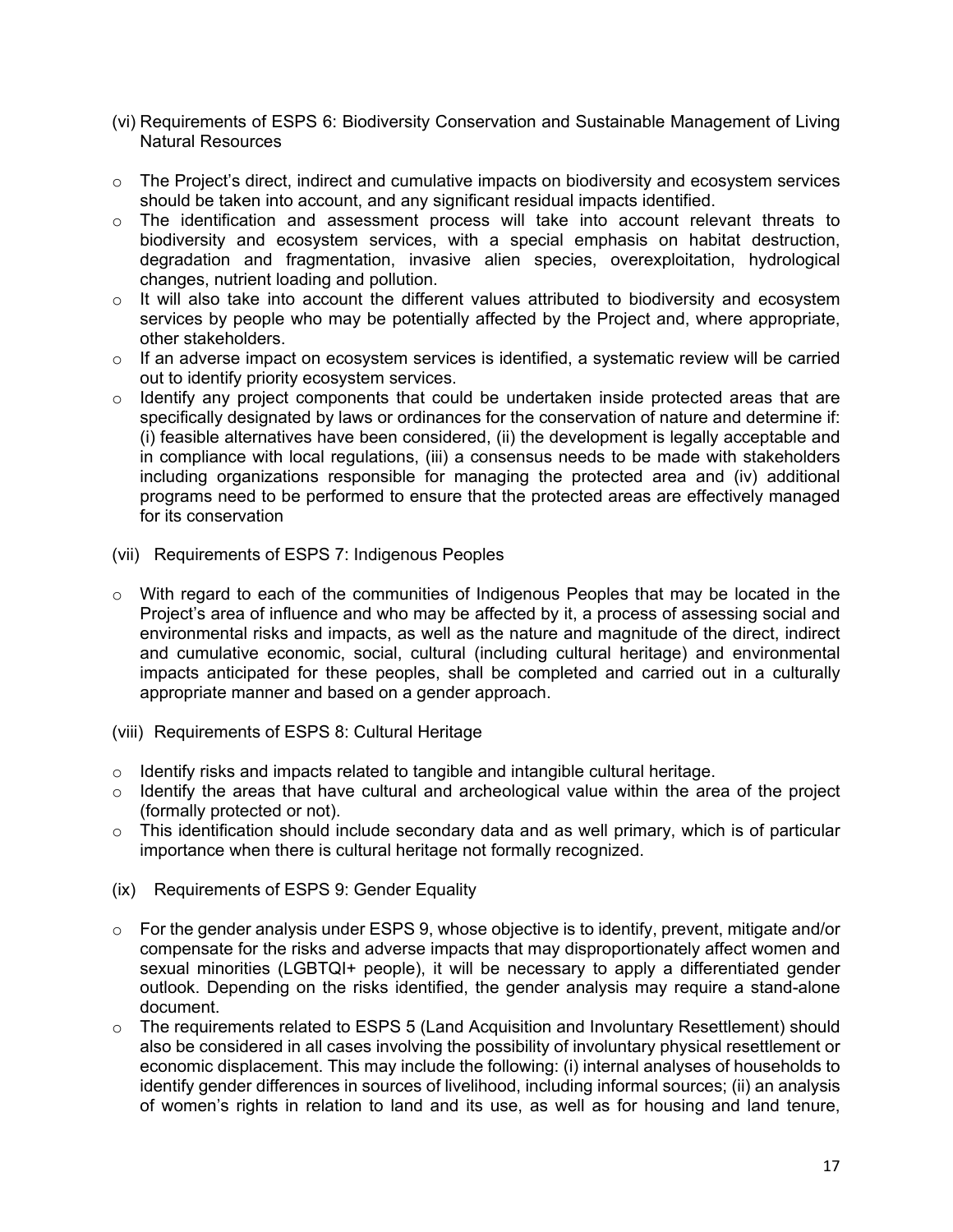(vi) Requirements of ESPS 6: Biodiversity Conservation and Sustainable Management of Living Natural Resources

- The Project's direct, indirect and cumulative impacts on biodiversity and ecosystem services should be taken into account, and any significant residual impacts identified.
- The identification and assessment process will take into account relevant threats to biodiversity and ecosystem services, with a special emphasis on habitat destruction, degradation and fragmentation, invasive alien species, overexploitation, hydrological changes, nutrient loading and pollution.
- It will also take into account the different values attributed to biodiversity and ecosystem services by people who may be potentially affected by the Project and, where appropriate, other stakeholders.
- If an adverse impact on ecosystem services is identified, a systematic review will be carried out to identify priority ecosystem services.
- Identify any project components that could be undertaken inside protected areas that are specifically designated by laws or ordinances for the conservation of nature and determine if: (i) feasible alternatives have been considered, (ii) the development is legally acceptable and in compliance with local regulations, (iii) a consensus needs to be made with stakeholders including organizations responsible for managing the protected area and (iv) additional programs need to be performed to ensure that the protected areas are effectively managed for its conservation

(vii) Requirements of ESPS 7: Indigenous Peoples

- With regard to each of the communities of Indigenous Peoples that may be located in the Project's area of influence and who may be affected by it, a process of assessing social and environmental risks and impacts, as well as the nature and magnitude of the direct, indirect and cumulative economic, social, cultural (including cultural heritage) and environmental impacts anticipated for these peoples, shall be completed and carried out in a culturally appropriate manner and based on a gender approach.

(viii) Requirements of ESPS 8: Cultural Heritage

- Identify risks and impacts related to tangible and intangible cultural heritage.
- Identify the areas that have cultural and archeological value within the area of the project (formally protected or not).
- This identification should include secondary data and as well primary, which is of particular importance when there is cultural heritage not formally recognized.

(ix) Requirements of ESPS 9: Gender Equality

- For the gender analysis under ESPS 9, whose objective is to identify, prevent, mitigate and/or compensate for the risks and adverse impacts that may disproportionately affect women and sexual minorities (LGBTQI+ people), it will be necessary to apply a differentiated gender outlook. Depending on the risks identified, the gender analysis may require a stand-alone document.
- The requirements related to ESPS 5 (Land Acquisition and Involuntary Resettlement) should also be considered in all cases involving the possibility of involuntary physical resettlement or economic displacement. This may include the following: (i) internal analyses of households to identify gender differences in sources of livelihood, including informal sources; (ii) an analysis of women's rights in relation to land and its use, as well as for housing and land tenure,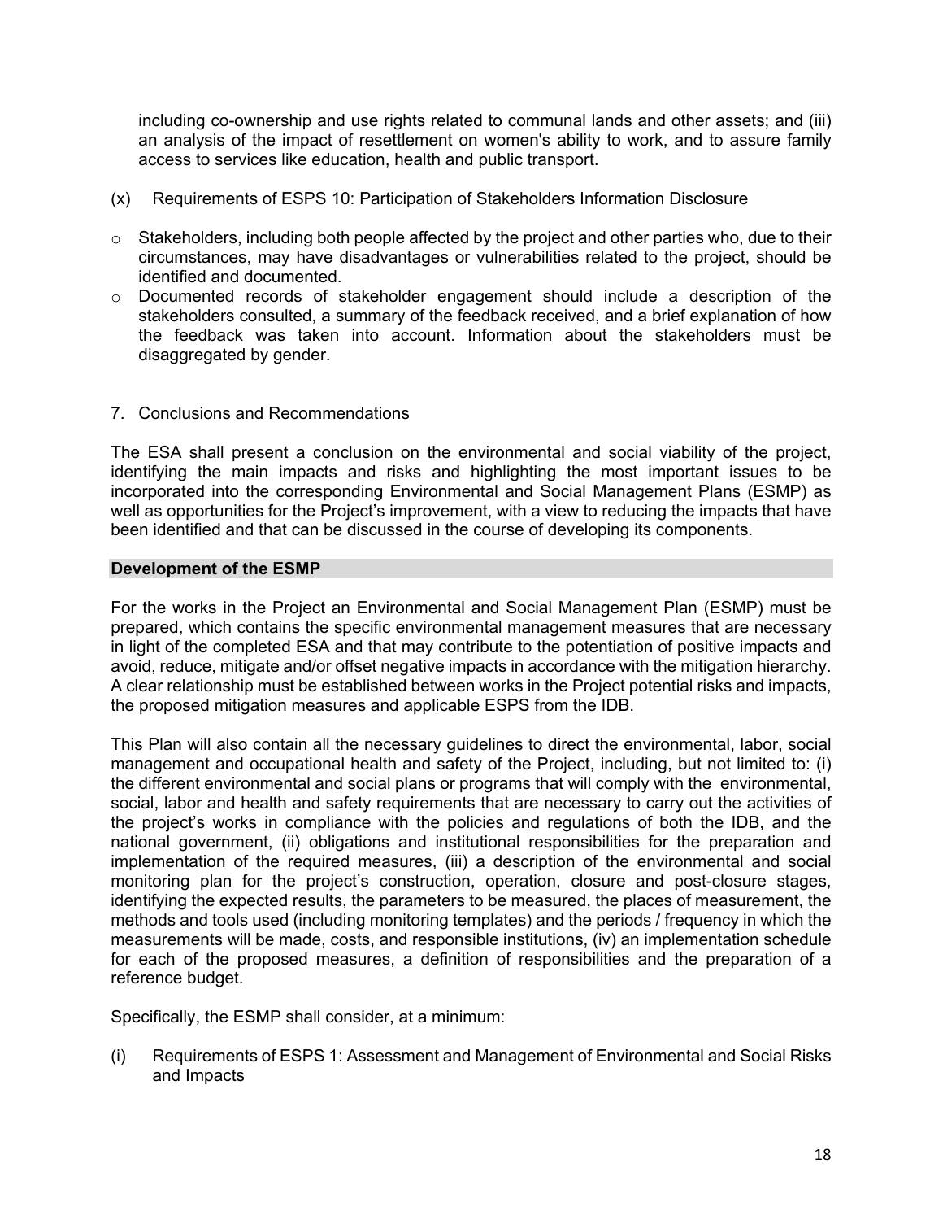including co-ownership and use rights related to communal lands and other assets; and (iii) an analysis of the impact of resettlement on women's ability to work, and to assure family access to services like education, health and public transport.

(x) Requirements of ESPS 10: Participation of Stakeholders Information Disclosure

- Stakeholders, including both people affected by the project and other parties who, due to their circumstances, may have disadvantages or vulnerabilities related to the project, should be identified and documented.
- Documented records of stakeholder engagement should include a description of the stakeholders consulted, a summary of the feedback received, and a brief explanation of how the feedback was taken into account. Information about the stakeholders must be disaggregated by gender.

7. Conclusions and Recommendations

The ESA shall present a conclusion on the environmental and social viability of the project, identifying the main impacts and risks and highlighting the most important issues to be incorporated into the corresponding Environmental and Social Management Plans (ESMP) as well as opportunities for the Project's improvement, with a view to reducing the impacts that have been identified and that can be discussed in the course of developing its components.

## Development of the ESMP

For the works in the Project an Environmental and Social Management Plan (ESMP) must be prepared, which contains the specific environmental management measures that are necessary in light of the completed ESA and that may contribute to the potentiation of positive impacts and avoid, reduce, mitigate and/or offset negative impacts in accordance with the mitigation hierarchy. A clear relationship must be established between works in the Project potential risks and impacts, the proposed mitigation measures and applicable ESPS from the IDB.

This Plan will also contain all the necessary guidelines to direct the environmental, labor, social management and occupational health and safety of the Project, including, but not limited to: (i) the different environmental and social plans or programs that will comply with the environmental, social, labor and health and safety requirements that are necessary to carry out the activities of the project's works in compliance with the policies and regulations of both the IDB, and the national government, (ii) obligations and institutional responsibilities for the preparation and implementation of the required measures, (iii) a description of the environmental and social monitoring plan for the project's construction, operation, closure and post-closure stages, identifying the expected results, the parameters to be measured, the places of measurement, the methods and tools used (including monitoring templates) and the periods / frequency in which the measurements will be made, costs, and responsible institutions, (iv) an implementation schedule for each of the proposed measures, a definition of responsibilities and the preparation of a reference budget.

Specifically, the ESMP shall consider, at a minimum:

(i) Requirements of ESPS 1: Assessment and Management of Environmental and Social Risks and Impacts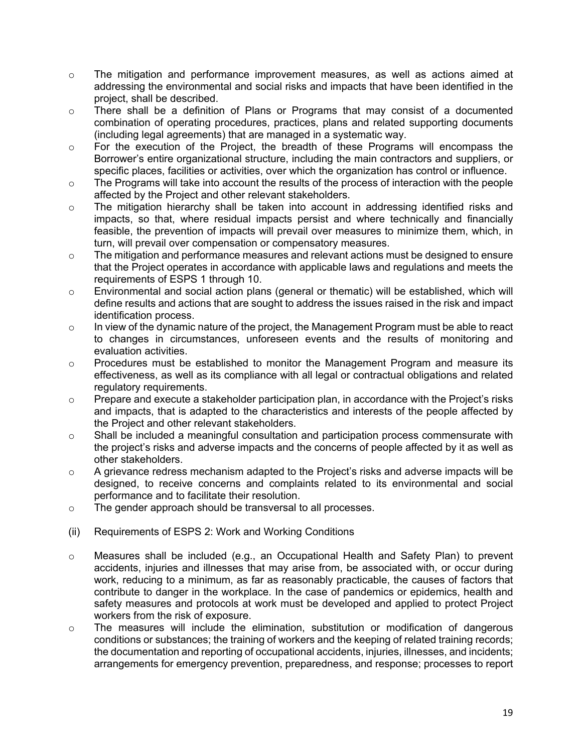- The mitigation and performance improvement measures, as well as actions aimed at addressing the environmental and social risks and impacts that have been identified in the project, shall be described.
- There shall be a definition of Plans or Programs that may consist of a documented combination of operating procedures, practices, plans and related supporting documents (including legal agreements) that are managed in a systematic way.
- For the execution of the Project, the breadth of these Programs will encompass the Borrower's entire organizational structure, including the main contractors and suppliers, or specific places, facilities or activities, over which the organization has control or influence.
- The Programs will take into account the results of the process of interaction with the people affected by the Project and other relevant stakeholders.
- The mitigation hierarchy shall be taken into account in addressing identified risks and impacts, so that, where residual impacts persist and where technically and financially feasible, the prevention of impacts will prevail over measures to minimize them, which, in turn, will prevail over compensation or compensatory measures.
- The mitigation and performance measures and relevant actions must be designed to ensure that the Project operates in accordance with applicable laws and regulations and meets the requirements of ESPS 1 through 10.
- Environmental and social action plans (general or thematic) will be established, which will define results and actions that are sought to address the issues raised in the risk and impact identification process.
- In view of the dynamic nature of the project, the Management Program must be able to react to changes in circumstances, unforeseen events and the results of monitoring and evaluation activities.
- Procedures must be established to monitor the Management Program and measure its effectiveness, as well as its compliance with all legal or contractual obligations and related regulatory requirements.
- Prepare and execute a stakeholder participation plan, in accordance with the Project's risks and impacts, that is adapted to the characteristics and interests of the people affected by the Project and other relevant stakeholders.
- Shall be included a meaningful consultation and participation process commensurate with the project's risks and adverse impacts and the concerns of people affected by it as well as other stakeholders.
- A grievance redress mechanism adapted to the Project's risks and adverse impacts will be designed, to receive concerns and complaints related to its environmental and social performance and to facilitate their resolution.
- The gender approach should be transversal to all processes.

(ii) Requirements of ESPS 2: Work and Working Conditions

- Measures shall be included (e.g., an Occupational Health and Safety Plan) to prevent accidents, injuries and illnesses that may arise from, be associated with, or occur during work, reducing to a minimum, as far as reasonably practicable, the causes of factors that contribute to danger in the workplace. In the case of pandemics or epidemics, health and safety measures and protocols at work must be developed and applied to protect Project workers from the risk of exposure.
- The measures will include the elimination, substitution or modification of dangerous conditions or substances; the training of workers and the keeping of related training records; the documentation and reporting of occupational accidents, injuries, illnesses, and incidents; arrangements for emergency prevention, preparedness, and response; processes to report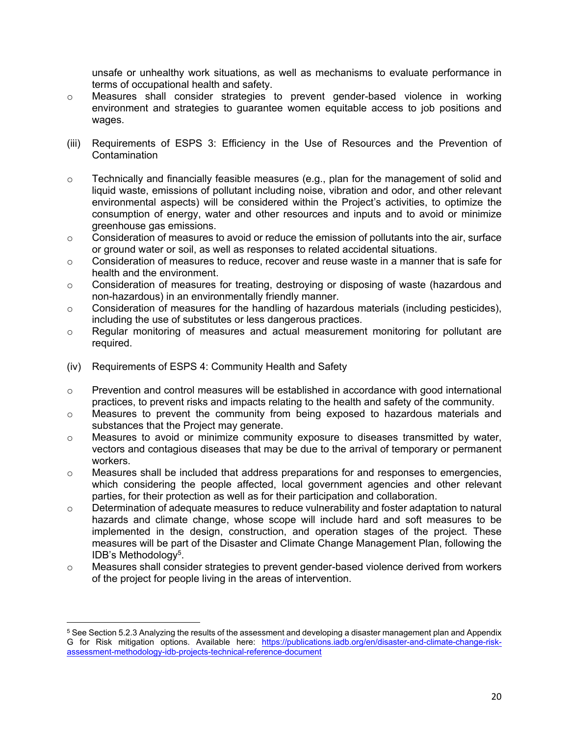unsafe or unhealthy work situations, as well as mechanisms to evaluate performance in terms of occupational health and safety.

- Measures shall consider strategies to prevent gender-based violence in working environment and strategies to guarantee women equitable access to job positions and wages.

(iii) Requirements of ESPS 3: Efficiency in the Use of Resources and the Prevention of Contamination

- Technically and financially feasible measures (e.g., plan for the management of solid and liquid waste, emissions of pollutant including noise, vibration and odor, and other relevant environmental aspects) will be considered within the Project's activities, to optimize the consumption of energy, water and other resources and inputs and to avoid or minimize greenhouse gas emissions.
- Consideration of measures to avoid or reduce the emission of pollutants into the air, surface or ground water or soil, as well as responses to related accidental situations.
- Consideration of measures to reduce, recover and reuse waste in a manner that is safe for health and the environment.
- Consideration of measures for treating, destroying or disposing of waste (hazardous and non-hazardous) in an environmentally friendly manner.
- Consideration of measures for the handling of hazardous materials (including pesticides), including the use of substitutes or less dangerous practices.
- Regular monitoring of measures and actual measurement monitoring for pollutant are required.

(iv) Requirements of ESPS 4: Community Health and Safety

- Prevention and control measures will be established in accordance with good international practices, to prevent risks and impacts relating to the health and safety of the community.
- Measures to prevent the community from being exposed to hazardous materials and substances that the Project may generate.
- Measures to avoid or minimize community exposure to diseases transmitted by water, vectors and contagious diseases that may be due to the arrival of temporary or permanent workers.
- Measures shall be included that address preparations for and responses to emergencies, which considering the people affected, local government agencies and other relevant parties, for their protection as well as for their participation and collaboration.
- Determination of adequate measures to reduce vulnerability and foster adaptation to natural hazards and climate change, whose scope will include hard and soft measures to be implemented in the design, construction, and operation stages of the project. These measures will be part of the Disaster and Climate Change Management Plan, following the IDB's Methodology[5].
- Measures shall consider strategies to prevent gender-based violence derived from workers of the project for people living in the areas of intervention.

[5] See Section 5.2.3 Analyzing the results of the assessment and developing a disaster management plan and Appendix G for Risk mitigation options. Available here: https://publications.iadb.org/en/disaster-and-climate-change-risk-assessment-methodology-idb-projects-technical-reference-document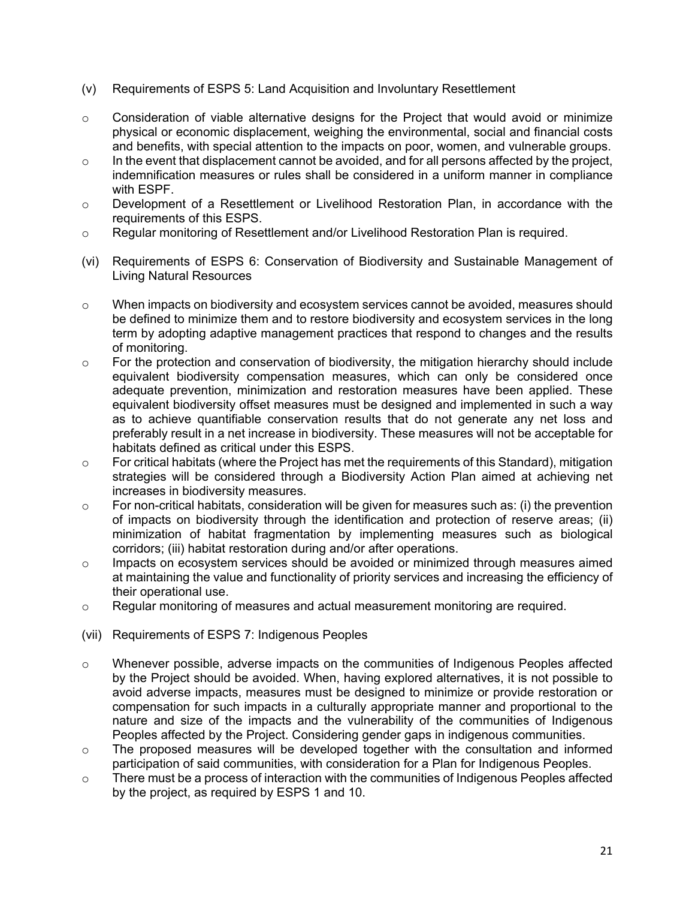(v) Requirements of ESPS 5: Land Acquisition and Involuntary Resettlement

- Consideration of viable alternative designs for the Project that would avoid or minimize physical or economic displacement, weighing the environmental, social and financial costs and benefits, with special attention to the impacts on poor, women, and vulnerable groups.
- In the event that displacement cannot be avoided, and for all persons affected by the project, indemnification measures or rules shall be considered in a uniform manner in compliance with ESPF.
- Development of a Resettlement or Livelihood Restoration Plan, in accordance with the requirements of this ESPS.
- Regular monitoring of Resettlement and/or Livelihood Restoration Plan is required.

(vi) Requirements of ESPS 6: Conservation of Biodiversity and Sustainable Management of Living Natural Resources

- When impacts on biodiversity and ecosystem services cannot be avoided, measures should be defined to minimize them and to restore biodiversity and ecosystem services in the long term by adopting adaptive management practices that respond to changes and the results of monitoring.
- For the protection and conservation of biodiversity, the mitigation hierarchy should include equivalent biodiversity compensation measures, which can only be considered once adequate prevention, minimization and restoration measures have been applied. These equivalent biodiversity offset measures must be designed and implemented in such a way as to achieve quantifiable conservation results that do not generate any net loss and preferably result in a net increase in biodiversity. These measures will not be acceptable for habitats defined as critical under this ESPS.
- For critical habitats (where the Project has met the requirements of this Standard), mitigation strategies will be considered through a Biodiversity Action Plan aimed at achieving net increases in biodiversity measures.
- For non-critical habitats, consideration will be given for measures such as: (i) the prevention of impacts on biodiversity through the identification and protection of reserve areas; (ii) minimization of habitat fragmentation by implementing measures such as biological corridors; (iii) habitat restoration during and/or after operations.
- Impacts on ecosystem services should be avoided or minimized through measures aimed at maintaining the value and functionality of priority services and increasing the efficiency of their operational use.
- Regular monitoring of measures and actual measurement monitoring are required.

(vii) Requirements of ESPS 7: Indigenous Peoples

- Whenever possible, adverse impacts on the communities of Indigenous Peoples affected by the Project should be avoided. When, having explored alternatives, it is not possible to avoid adverse impacts, measures must be designed to minimize or provide restoration or compensation for such impacts in a culturally appropriate manner and proportional to the nature and size of the impacts and the vulnerability of the communities of Indigenous Peoples affected by the Project. Considering gender gaps in indigenous communities.
- The proposed measures will be developed together with the consultation and informed participation of said communities, with consideration for a Plan for Indigenous Peoples.
- There must be a process of interaction with the communities of Indigenous Peoples affected by the project, as required by ESPS 1 and 10.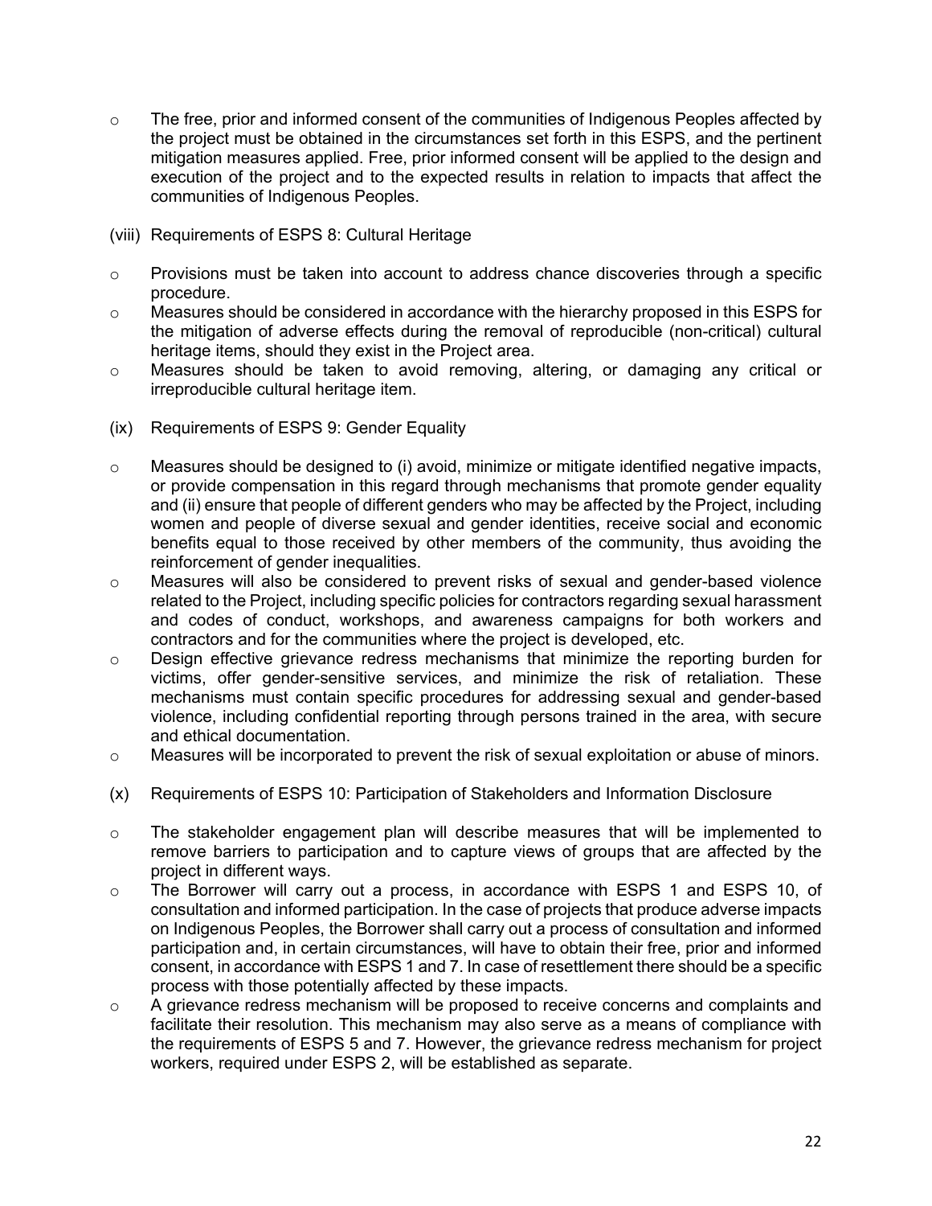- The free, prior and informed consent of the communities of Indigenous Peoples affected by the project must be obtained in the circumstances set forth in this ESPS, and the pertinent mitigation measures applied. Free, prior informed consent will be applied to the design and execution of the project and to the expected results in relation to impacts that affect the communities of Indigenous Peoples.

(viii) Requirements of ESPS 8: Cultural Heritage

- Provisions must be taken into account to address chance discoveries through a specific procedure.
- Measures should be considered in accordance with the hierarchy proposed in this ESPS for the mitigation of adverse effects during the removal of reproducible (non-critical) cultural heritage items, should they exist in the Project area.
- Measures should be taken to avoid removing, altering, or damaging any critical or irreproducible cultural heritage item.

(ix) Requirements of ESPS 9: Gender Equality

- Measures should be designed to (i) avoid, minimize or mitigate identified negative impacts, or provide compensation in this regard through mechanisms that promote gender equality and (ii) ensure that people of different genders who may be affected by the Project, including women and people of diverse sexual and gender identities, receive social and economic benefits equal to those received by other members of the community, thus avoiding the reinforcement of gender inequalities.
- Measures will also be considered to prevent risks of sexual and gender-based violence related to the Project, including specific policies for contractors regarding sexual harassment and codes of conduct, workshops, and awareness campaigns for both workers and contractors and for the communities where the project is developed, etc.
- Design effective grievance redress mechanisms that minimize the reporting burden for victims, offer gender-sensitive services, and minimize the risk of retaliation. These mechanisms must contain specific procedures for addressing sexual and gender-based violence, including confidential reporting through persons trained in the area, with secure and ethical documentation.
- Measures will be incorporated to prevent the risk of sexual exploitation or abuse of minors.

(x) Requirements of ESPS 10: Participation of Stakeholders and Information Disclosure

- The stakeholder engagement plan will describe measures that will be implemented to remove barriers to participation and to capture views of groups that are affected by the project in different ways.
- The Borrower will carry out a process, in accordance with ESPS 1 and ESPS 10, of consultation and informed participation. In the case of projects that produce adverse impacts on Indigenous Peoples, the Borrower shall carry out a process of consultation and informed participation and, in certain circumstances, will have to obtain their free, prior and informed consent, in accordance with ESPS 1 and 7. In case of resettlement there should be a specific process with those potentially affected by these impacts.
- A grievance redress mechanism will be proposed to receive concerns and complaints and facilitate their resolution. This mechanism may also serve as a means of compliance with the requirements of ESPS 5 and 7. However, the grievance redress mechanism for project workers, required under ESPS 2, will be established as separate.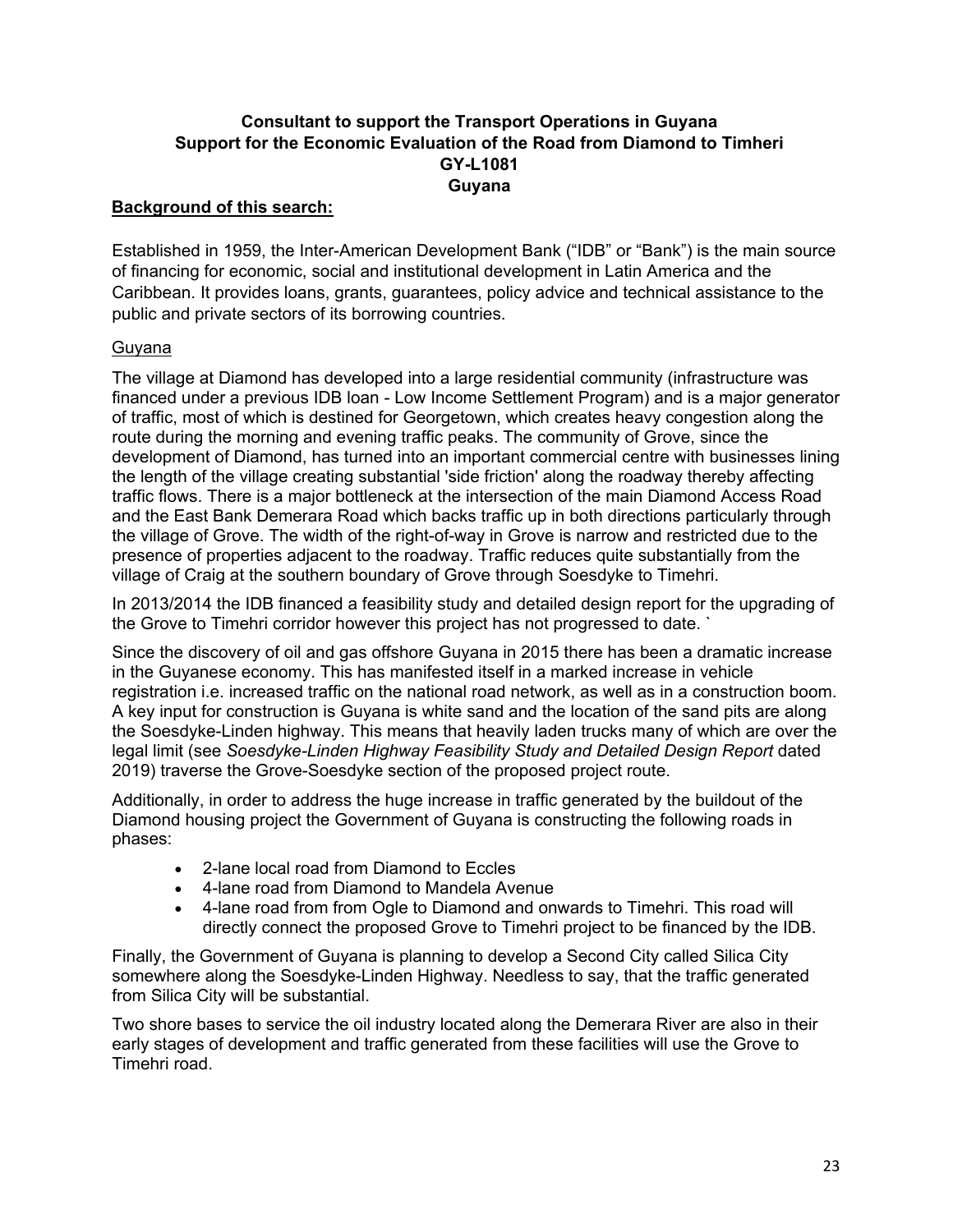**Consultant to support the Transport Operations in Guyana**
**Support for the Economic Evaluation of the Road from Diamond to Timheri**
**GY-L1081**
**Guyana**

**Background of this search:**

Established in 1959, the Inter-American Development Bank ("IDB" or "Bank") is the main source of financing for economic, social and institutional development in Latin America and the Caribbean. It provides loans, grants, guarantees, policy advice and technical assistance to the public and private sectors of its borrowing countries.

Guyana

The village at Diamond has developed into a large residential community (infrastructure was financed under a previous IDB loan - Low Income Settlement Program) and is a major generator of traffic, most of which is destined for Georgetown, which creates heavy congestion along the route during the morning and evening traffic peaks. The community of Grove, since the development of Diamond, has turned into an important commercial centre with businesses lining the length of the village creating substantial 'side friction' along the roadway thereby affecting traffic flows. There is a major bottleneck at the intersection of the main Diamond Access Road and the East Bank Demerara Road which backs traffic up in both directions particularly through the village of Grove. The width of the right-of-way in Grove is narrow and restricted due to the presence of properties adjacent to the roadway. Traffic reduces quite substantially from the village of Craig at the southern boundary of Grove through Soesdyke to Timehri.

In 2013/2014 the IDB financed a feasibility study and detailed design report for the upgrading of the Grove to Timehri corridor however this project has not progressed to date. `

Since the discovery of oil and gas offshore Guyana in 2015 there has been a dramatic increase in the Guyanese economy. This has manifested itself in a marked increase in vehicle registration i.e. increased traffic on the national road network, as well as in a construction boom. A key input for construction is Guyana is white sand and the location of the sand pits are along the Soesdyke-Linden highway. This means that heavily laden trucks many of which are over the legal limit (see *Soesdyke-Linden Highway Feasibility Study and Detailed Design Report* dated 2019) traverse the Grove-Soesdyke section of the proposed project route.

Additionally, in order to address the huge increase in traffic generated by the buildout of the Diamond housing project the Government of Guyana is constructing the following roads in phases:

- 2-lane local road from Diamond to Eccles
- 4-lane road from Diamond to Mandela Avenue
- 4-lane road from from Ogle to Diamond and onwards to Timehri. This road will directly connect the proposed Grove to Timehri project to be financed by the IDB.

Finally, the Government of Guyana is planning to develop a Second City called Silica City somewhere along the Soesdyke-Linden Highway. Needless to say, that the traffic generated from Silica City will be substantial.

Two shore bases to service the oil industry located along the Demerara River are also in their early stages of development and traffic generated from these facilities will use the Grove to Timehri road.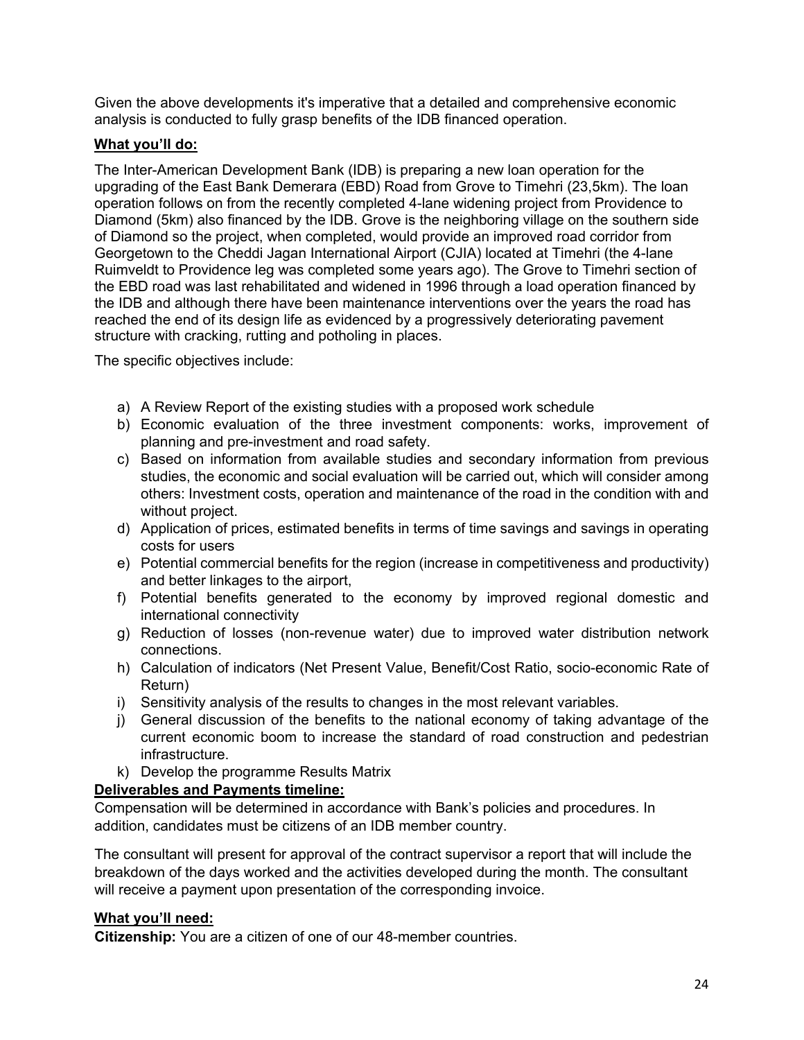Given the above developments it's imperative that a detailed and comprehensive economic analysis is conducted to fully grasp benefits of the IDB financed operation.

**What you'll do:**

The Inter-American Development Bank (IDB) is preparing a new loan operation for the upgrading of the East Bank Demerara (EBD) Road from Grove to Timehri (23,5km). The loan operation follows on from the recently completed 4-lane widening project from Providence to Diamond (5km) also financed by the IDB. Grove is the neighboring village on the southern side of Diamond so the project, when completed, would provide an improved road corridor from Georgetown to the Cheddi Jagan International Airport (CJIA) located at Timehri (the 4-lane Ruimveldt to Providence leg was completed some years ago). The Grove to Timehri section of the EBD road was last rehabilitated and widened in 1996 through a load operation financed by the IDB and although there have been maintenance interventions over the years the road has reached the end of its design life as evidenced by a progressively deteriorating pavement structure with cracking, rutting and potholing in places.

The specific objectives include:

a) A Review Report of the existing studies with a proposed work schedule
b) Economic evaluation of the three investment components: works, improvement of planning and pre-investment and road safety.
c) Based on information from available studies and secondary information from previous studies, the economic and social evaluation will be carried out, which will consider among others: Investment costs, operation and maintenance of the road in the condition with and without project.
d) Application of prices, estimated benefits in terms of time savings and savings in operating costs for users
e) Potential commercial benefits for the region (increase in competitiveness and productivity) and better linkages to the airport,
f) Potential benefits generated to the economy by improved regional domestic and international connectivity
g) Reduction of losses (non-revenue water) due to improved water distribution network connections.
h) Calculation of indicators (Net Present Value, Benefit/Cost Ratio, socio-economic Rate of Return)
i) Sensitivity analysis of the results to changes in the most relevant variables.
j) General discussion of the benefits to the national economy of taking advantage of the current economic boom to increase the standard of road construction and pedestrian infrastructure.
k) Develop the programme Results Matrix

**Deliverables and Payments timeline:**

Compensation will be determined in accordance with Bank's policies and procedures. In addition, candidates must be citizens of an IDB member country.

The consultant will present for approval of the contract supervisor a report that will include the breakdown of the days worked and the activities developed during the month. The consultant will receive a payment upon presentation of the corresponding invoice.

**What you'll need:**

**Citizenship:** You are a citizen of one of our 48-member countries.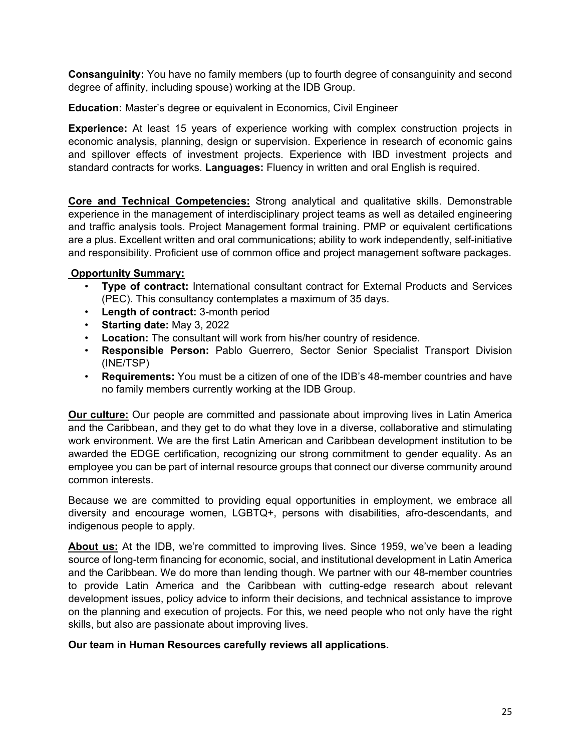**Consanguinity:** You have no family members (up to fourth degree of consanguinity and second degree of affinity, including spouse) working at the IDB Group.

**Education:** Master's degree or equivalent in Economics, Civil Engineer

**Experience:** At least 15 years of experience working with complex construction projects in economic analysis, planning, design or supervision. Experience in research of economic gains and spillover effects of investment projects. Experience with IBD investment projects and standard contracts for works. **Languages:** Fluency in written and oral English is required.

**Core and Technical Competencies:** Strong analytical and qualitative skills. Demonstrable experience in the management of interdisciplinary project teams as well as detailed engineering and traffic analysis tools. Project Management formal training. PMP or equivalent certifications are a plus. Excellent written and oral communications; ability to work independently, self-initiative and responsibility. Proficient use of common office and project management software packages.

**Opportunity Summary:**

- **Type of contract:** International consultant contract for External Products and Services (PEC). This consultancy contemplates a maximum of 35 days.
- **Length of contract:** 3-month period
- **Starting date:** May 3, 2022
- **Location:** The consultant will work from his/her country of residence.
- **Responsible Person:** Pablo Guerrero, Sector Senior Specialist Transport Division (INE/TSP)
- **Requirements:** You must be a citizen of one of the IDB's 48-member countries and have no family members currently working at the IDB Group.

**Our culture:** Our people are committed and passionate about improving lives in Latin America and the Caribbean, and they get to do what they love in a diverse, collaborative and stimulating work environment. We are the first Latin American and Caribbean development institution to be awarded the EDGE certification, recognizing our strong commitment to gender equality. As an employee you can be part of internal resource groups that connect our diverse community around common interests.

Because we are committed to providing equal opportunities in employment, we embrace all diversity and encourage women, LGBTQ+, persons with disabilities, afro-descendants, and indigenous people to apply.

**About us:** At the IDB, we're committed to improving lives. Since 1959, we've been a leading source of long-term financing for economic, social, and institutional development in Latin America and the Caribbean. We do more than lending though. We partner with our 48-member countries to provide Latin America and the Caribbean with cutting-edge research about relevant development issues, policy advice to inform their decisions, and technical assistance to improve on the planning and execution of projects. For this, we need people who not only have the right skills, but also are passionate about improving lives.

**Our team in Human Resources carefully reviews all applications.**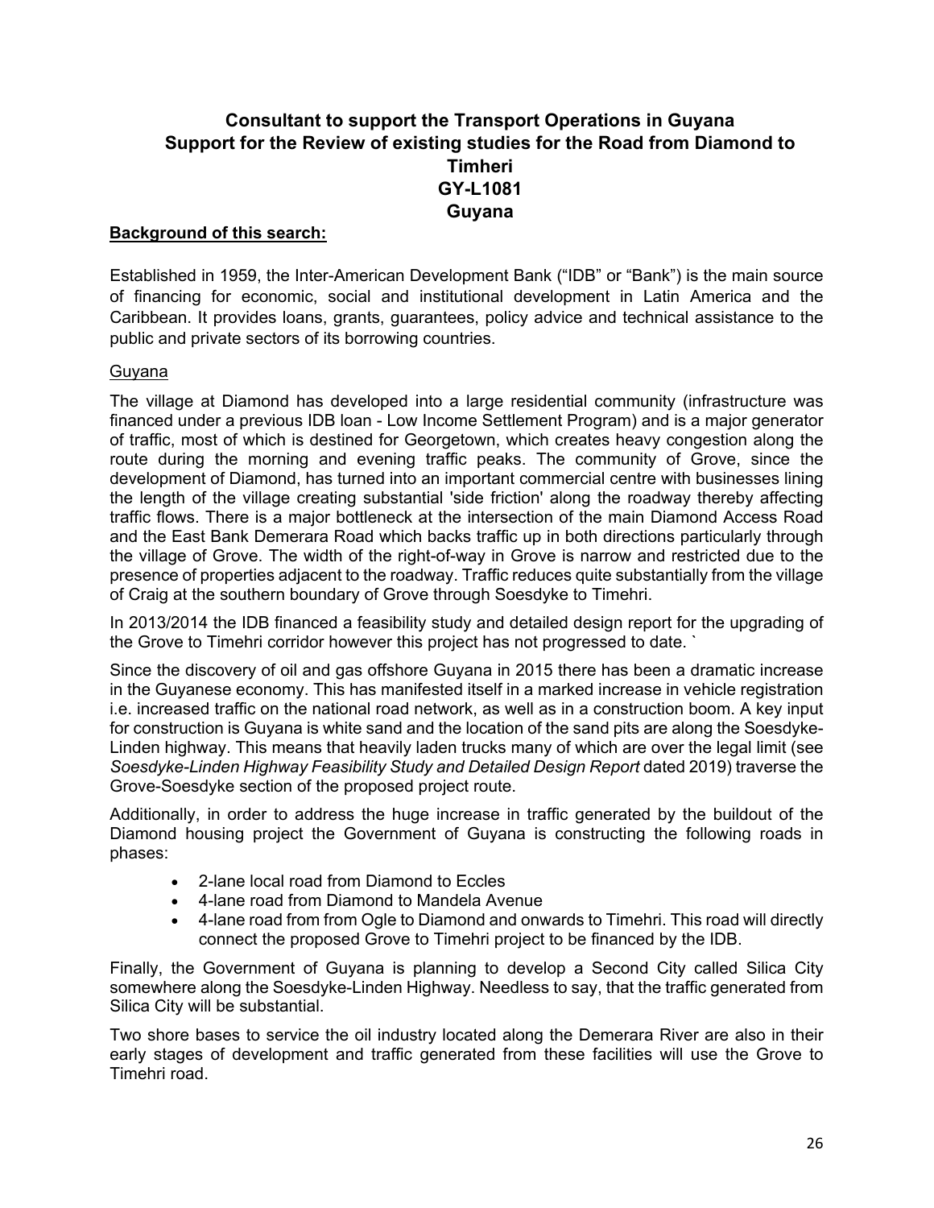# Consultant to support the Transport Operations in Guyana
# Support for the Review of existing studies for the Road from Diamond to Timheri
# GY-L1081
# Guyana

**Background of this search:**

Established in 1959, the Inter-American Development Bank ("IDB" or "Bank") is the main source of financing for economic, social and institutional development in Latin America and the Caribbean. It provides loans, grants, guarantees, policy advice and technical assistance to the public and private sectors of its borrowing countries.

Guyana

The village at Diamond has developed into a large residential community (infrastructure was financed under a previous IDB loan - Low Income Settlement Program) and is a major generator of traffic, most of which is destined for Georgetown, which creates heavy congestion along the route during the morning and evening traffic peaks. The community of Grove, since the development of Diamond, has turned into an important commercial centre with businesses lining the length of the village creating substantial 'side friction' along the roadway thereby affecting traffic flows. There is a major bottleneck at the intersection of the main Diamond Access Road and the East Bank Demerara Road which backs traffic up in both directions particularly through the village of Grove. The width of the right-of-way in Grove is narrow and restricted due to the presence of properties adjacent to the roadway. Traffic reduces quite substantially from the village of Craig at the southern boundary of Grove through Soesdyke to Timehri.

In 2013/2014 the IDB financed a feasibility study and detailed design report for the upgrading of the Grove to Timehri corridor however this project has not progressed to date. `

Since the discovery of oil and gas offshore Guyana in 2015 there has been a dramatic increase in the Guyanese economy. This has manifested itself in a marked increase in vehicle registration i.e. increased traffic on the national road network, as well as in a construction boom. A key input for construction is Guyana is white sand and the location of the sand pits are along the Soesdyke-Linden highway. This means that heavily laden trucks many of which are over the legal limit (see *Soesdyke-Linden Highway Feasibility Study and Detailed Design Report* dated 2019) traverse the Grove-Soesdyke section of the proposed project route.

Additionally, in order to address the huge increase in traffic generated by the buildout of the Diamond housing project the Government of Guyana is constructing the following roads in phases:

- 2-lane local road from Diamond to Eccles
- 4-lane road from Diamond to Mandela Avenue
- 4-lane road from from Ogle to Diamond and onwards to Timehri. This road will directly connect the proposed Grove to Timehri project to be financed by the IDB.

Finally, the Government of Guyana is planning to develop a Second City called Silica City somewhere along the Soesdyke-Linden Highway. Needless to say, that the traffic generated from Silica City will be substantial.

Two shore bases to service the oil industry located along the Demerara River are also in their early stages of development and traffic generated from these facilities will use the Grove to Timehri road.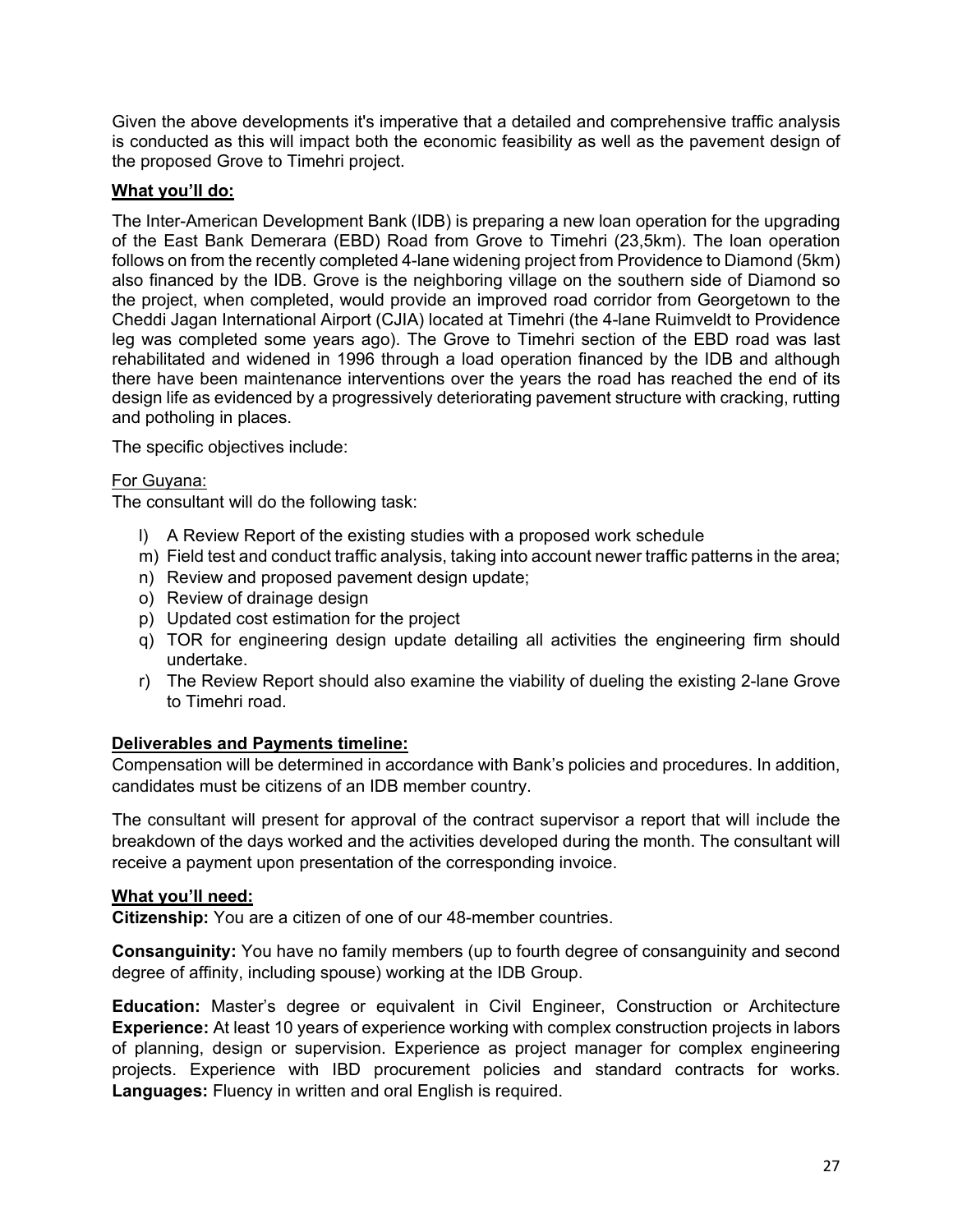Given the above developments it's imperative that a detailed and comprehensive traffic analysis is conducted as this will impact both the economic feasibility as well as the pavement design of the proposed Grove to Timehri project.

**What you'll do:**

The Inter-American Development Bank (IDB) is preparing a new loan operation for the upgrading of the East Bank Demerara (EBD) Road from Grove to Timehri (23,5km). The loan operation follows on from the recently completed 4-lane widening project from Providence to Diamond (5km) also financed by the IDB. Grove is the neighboring village on the southern side of Diamond so the project, when completed, would provide an improved road corridor from Georgetown to the Cheddi Jagan International Airport (CJIA) located at Timehri (the 4-lane Ruimveldt to Providence leg was completed some years ago). The Grove to Timehri section of the EBD road was last rehabilitated and widened in 1996 through a load operation financed by the IDB and although there have been maintenance interventions over the years the road has reached the end of its design life as evidenced by a progressively deteriorating pavement structure with cracking, rutting and potholing in places.

The specific objectives include:

For Guyana:
The consultant will do the following task:

l) A Review Report of the existing studies with a proposed work schedule
m) Field test and conduct traffic analysis, taking into account newer traffic patterns in the area;
n) Review and proposed pavement design update;
o) Review of drainage design
p) Updated cost estimation for the project
q) TOR for engineering design update detailing all activities the engineering firm should undertake.
r) The Review Report should also examine the viability of dueling the existing 2-lane Grove to Timehri road.

**Deliverables and Payments timeline:**

Compensation will be determined in accordance with Bank's policies and procedures. In addition, candidates must be citizens of an IDB member country.

The consultant will present for approval of the contract supervisor a report that will include the breakdown of the days worked and the activities developed during the month. The consultant will receive a payment upon presentation of the corresponding invoice.

**What you'll need:**

**Citizenship:** You are a citizen of one of our 48-member countries.

**Consanguinity:** You have no family members (up to fourth degree of consanguinity and second degree of affinity, including spouse) working at the IDB Group.

**Education:** Master's degree or equivalent in Civil Engineer, Construction or Architecture
**Experience:** At least 10 years of experience working with complex construction projects in labors of planning, design or supervision. Experience as project manager for complex engineering projects. Experience with IBD procurement policies and standard contracts for works.
**Languages:** Fluency in written and oral English is required.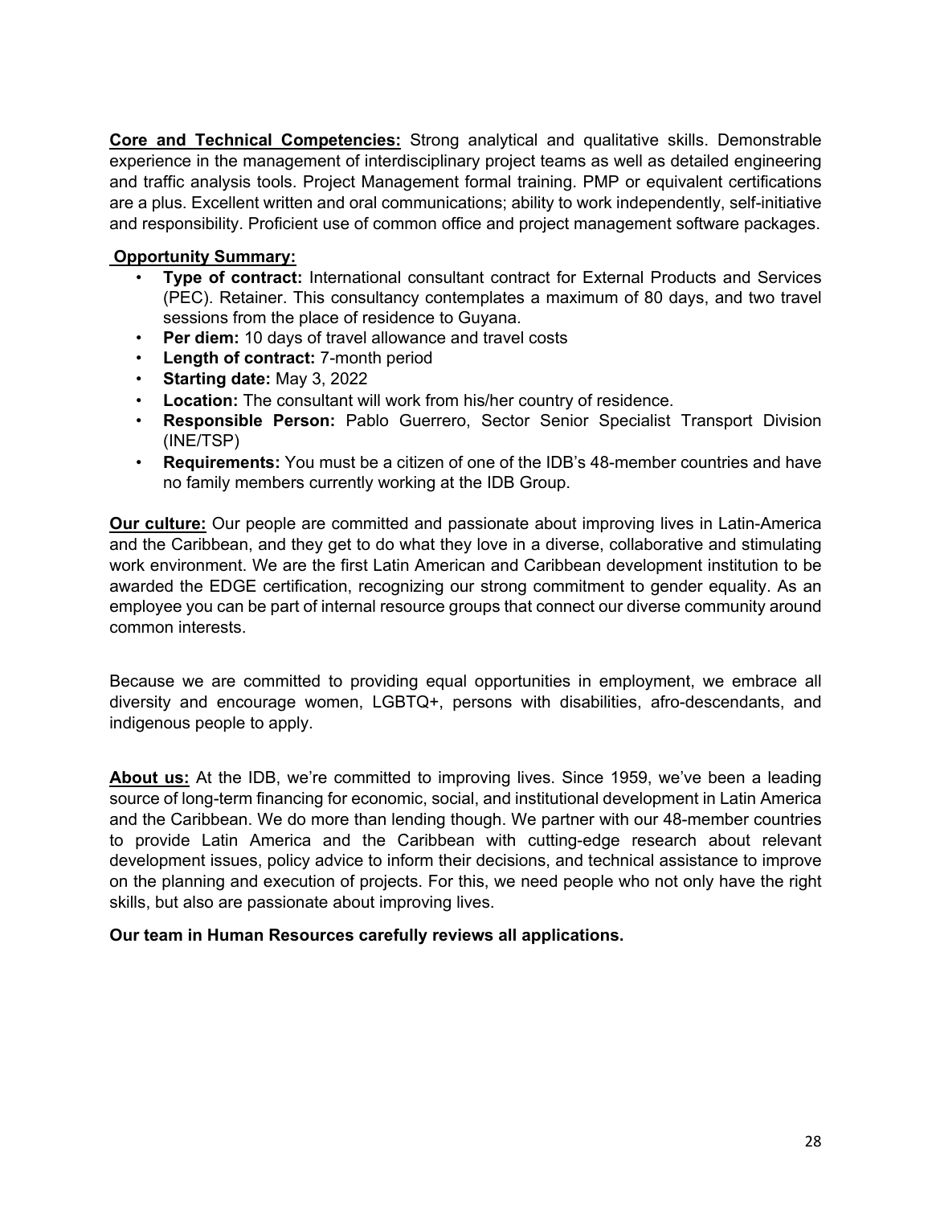**Core and Technical Competencies:** Strong analytical and qualitative skills. Demonstrable experience in the management of interdisciplinary project teams as well as detailed engineering and traffic analysis tools. Project Management formal training. PMP or equivalent certifications are a plus. Excellent written and oral communications; ability to work independently, self-initiative and responsibility. Proficient use of common office and project management software packages.

**Opportunity Summary:**

- **Type of contract:** International consultant contract for External Products and Services (PEC). Retainer. This consultancy contemplates a maximum of 80 days, and two travel sessions from the place of residence to Guyana.
- **Per diem:** 10 days of travel allowance and travel costs
- **Length of contract:** 7-month period
- **Starting date:** May 3, 2022
- **Location:** The consultant will work from his/her country of residence.
- **Responsible Person:** Pablo Guerrero, Sector Senior Specialist Transport Division (INE/TSP)
- **Requirements:** You must be a citizen of one of the IDB's 48-member countries and have no family members currently working at the IDB Group.

**Our culture:** Our people are committed and passionate about improving lives in Latin-America and the Caribbean, and they get to do what they love in a diverse, collaborative and stimulating work environment. We are the first Latin American and Caribbean development institution to be awarded the EDGE certification, recognizing our strong commitment to gender equality. As an employee you can be part of internal resource groups that connect our diverse community around common interests.

Because we are committed to providing equal opportunities in employment, we embrace all diversity and encourage women, LGBTQ+, persons with disabilities, afro-descendants, and indigenous people to apply.

**About us:** At the IDB, we're committed to improving lives. Since 1959, we've been a leading source of long-term financing for economic, social, and institutional development in Latin America and the Caribbean. We do more than lending though. We partner with our 48-member countries to provide Latin America and the Caribbean with cutting-edge research about relevant development issues, policy advice to inform their decisions, and technical assistance to improve on the planning and execution of projects. For this, we need people who not only have the right skills, but also are passionate about improving lives.

**Our team in Human Resources carefully reviews all applications.**